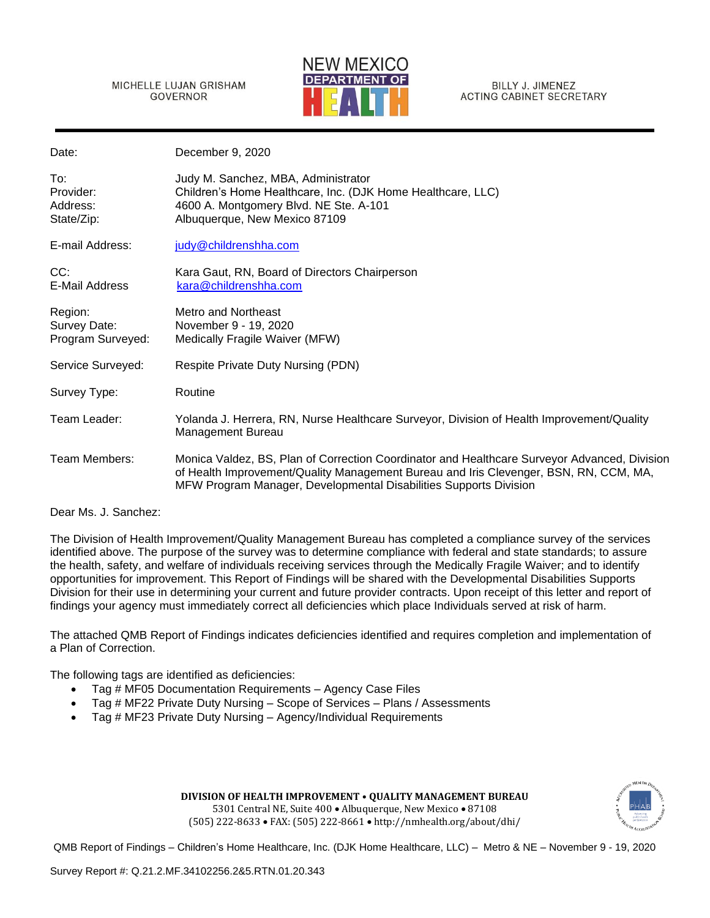MICHELLE LUJAN GRISHAM
GOVERNOR

NEW MEXICO
DEPARTMENT OF
HEALTH

BILLY J. JIMENEZ
ACTING CABINET SECRETARY

| | |
|---|---|
| Date: | December 9, 2020 |
| To: | Judy M. Sanchez, MBA, Administrator |
| Provider: | Children's Home Healthcare, Inc. (DJK Home Healthcare, LLC) |
| Address: | 4600 A. Montgomery Blvd. NE Ste. A-101 |
| State/Zip: | Albuquerque, New Mexico 87109 |
| E-mail Address: | judy@childrenshha.com |
| CC: | Kara Gaut, RN, Board of Directors Chairperson |
| E-Mail Address | kara@childrenshha.com |
| Region: | Metro and Northeast |
| Survey Date: | November 9 - 19, 2020 |
| Program Surveyed: | Medically Fragile Waiver (MFW) |
| Service Surveyed: | Respite Private Duty Nursing (PDN) |
| Survey Type: | Routine |
| Team Leader: | Yolanda J. Herrera, RN, Nurse Healthcare Surveyor, Division of Health Improvement/Quality Management Bureau |
| Team Members: | Monica Valdez, BS, Plan of Correction Coordinator and Healthcare Surveyor Advanced, Division of Health Improvement/Quality Management Bureau and Iris Clevenger, BSN, RN, CCM, MA, MFW Program Manager, Developmental Disabilities Supports Division |

Dear Ms. J. Sanchez:

The Division of Health Improvement/Quality Management Bureau has completed a compliance survey of the services identified above. The purpose of the survey was to determine compliance with federal and state standards; to assure the health, safety, and welfare of individuals receiving services through the Medically Fragile Waiver; and to identify opportunities for improvement. This Report of Findings will be shared with the Developmental Disabilities Supports Division for their use in determining your current and future provider contracts. Upon receipt of this letter and report of findings your agency must immediately correct all deficiencies which place Individuals served at risk of harm.

The attached QMB Report of Findings indicates deficiencies identified and requires completion and implementation of a Plan of Correction.

The following tags are identified as deficiencies:

- Tag # MF05 Documentation Requirements – Agency Case Files
- Tag # MF22 Private Duty Nursing – Scope of Services – Plans / Assessments
- Tag # MF23 Private Duty Nursing – Agency/Individual Requirements

**DIVISION OF HEALTH IMPROVEMENT • QUALITY MANAGEMENT BUREAU**
5301 Central NE, Suite 400 • Albuquerque, New Mexico • 87108
(505) 222-8633 • FAX: (505) 222-8661 • http://nmhealth.org/about/dhi/

QMB Report of Findings – Children's Home Healthcare, Inc. (DJK Home Healthcare, LLC) – Metro & NE – November 9 - 19, 2020

Survey Report #: Q.21.2.MF.34102256.2&5.RTN.01.20.343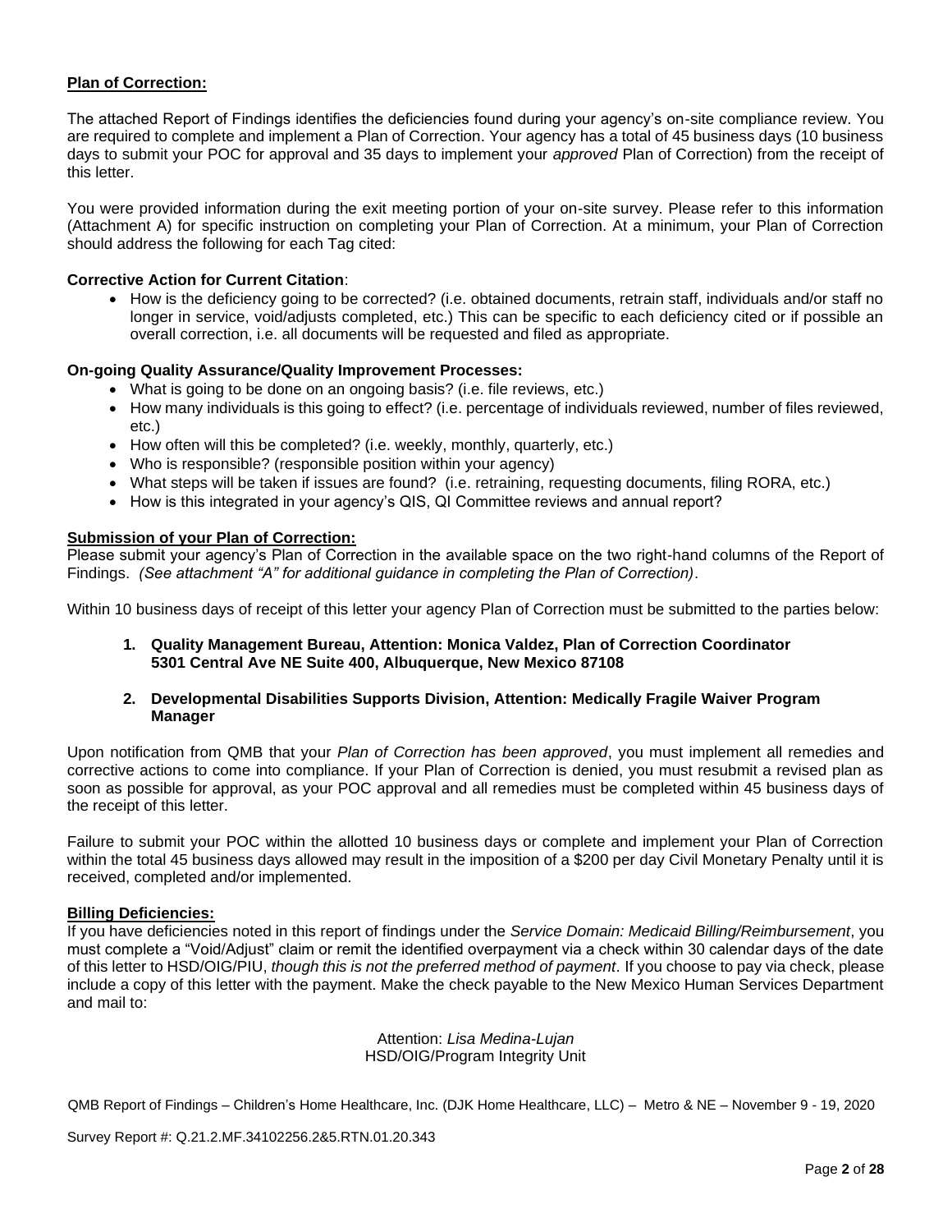**Plan of Correction:**

The attached Report of Findings identifies the deficiencies found during your agency's on-site compliance review. You are required to complete and implement a Plan of Correction. Your agency has a total of 45 business days (10 business days to submit your POC for approval and 35 days to implement your *approved* Plan of Correction) from the receipt of this letter.

You were provided information during the exit meeting portion of your on-site survey. Please refer to this information (Attachment A) for specific instruction on completing your Plan of Correction. At a minimum, your Plan of Correction should address the following for each Tag cited:

**Corrective Action for Current Citation**:

- How is the deficiency going to be corrected? (i.e. obtained documents, retrain staff, individuals and/or staff no longer in service, void/adjusts completed, etc.) This can be specific to each deficiency cited or if possible an overall correction, i.e. all documents will be requested and filed as appropriate.

**On-going Quality Assurance/Quality Improvement Processes:**

- What is going to be done on an ongoing basis? (i.e. file reviews, etc.)
- How many individuals is this going to effect? (i.e. percentage of individuals reviewed, number of files reviewed, etc.)
- How often will this be completed? (i.e. weekly, monthly, quarterly, etc.)
- Who is responsible? (responsible position within your agency)
- What steps will be taken if issues are found? (i.e. retraining, requesting documents, filing RORA, etc.)
- How is this integrated in your agency's QIS, QI Committee reviews and annual report?

**Submission of your Plan of Correction:**
Please submit your agency's Plan of Correction in the available space on the two right-hand columns of the Report of Findings. *(See attachment "A" for additional guidance in completing the Plan of Correction)*.

Within 10 business days of receipt of this letter your agency Plan of Correction must be submitted to the parties below:

1. **Quality Management Bureau, Attention: Monica Valdez, Plan of Correction Coordinator 5301 Central Ave NE Suite 400, Albuquerque, New Mexico 87108**

2. **Developmental Disabilities Supports Division, Attention: Medically Fragile Waiver Program Manager**

Upon notification from QMB that your *Plan of Correction has been approved*, you must implement all remedies and corrective actions to come into compliance. If your Plan of Correction is denied, you must resubmit a revised plan as soon as possible for approval, as your POC approval and all remedies must be completed within 45 business days of the receipt of this letter.

Failure to submit your POC within the allotted 10 business days or complete and implement your Plan of Correction within the total 45 business days allowed may result in the imposition of a $200 per day Civil Monetary Penalty until it is received, completed and/or implemented.

**Billing Deficiencies:**
If you have deficiencies noted in this report of findings under the *Service Domain: Medicaid Billing/Reimbursement*, you must complete a "Void/Adjust" claim or remit the identified overpayment via a check within 30 calendar days of the date of this letter to HSD/OIG/PIU, *though this is not the preferred method of payment*. If you choose to pay via check, please include a copy of this letter with the payment. Make the check payable to the New Mexico Human Services Department and mail to:

Attention: *Lisa Medina-Lujan*
HSD/OIG/Program Integrity Unit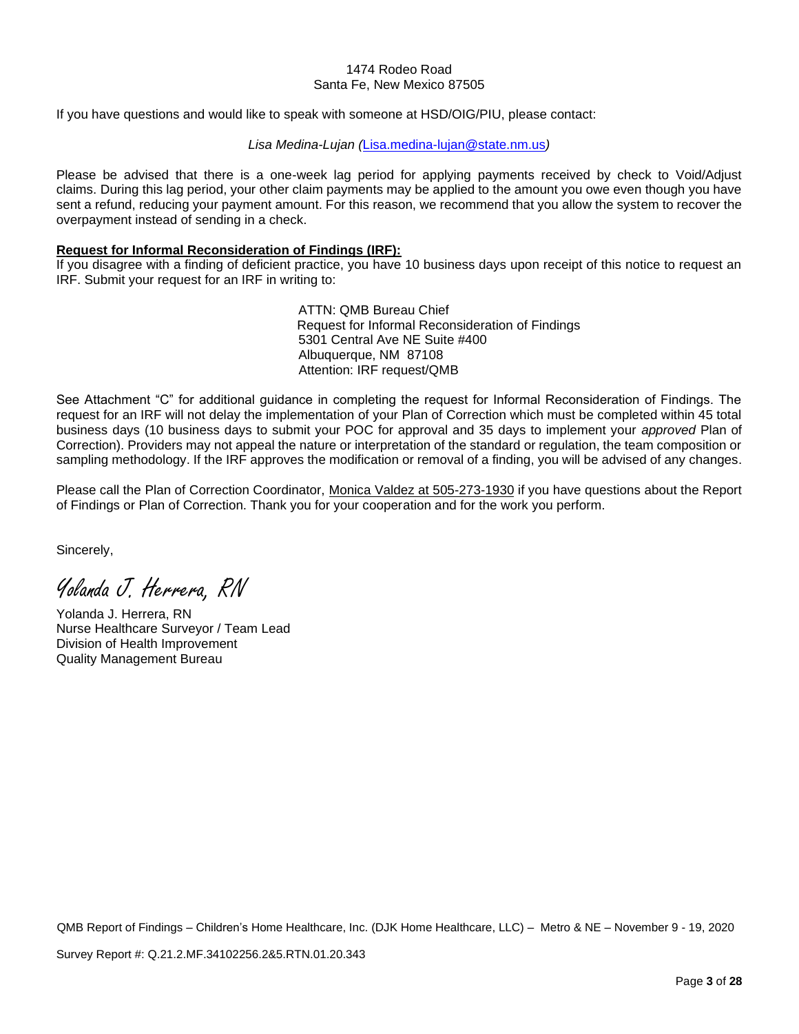1474 Rodeo Road
Santa Fe, New Mexico 87505

If you have questions and would like to speak with someone at HSD/OIG/PIU, please contact:

*Lisa Medina-Lujan (*Lisa.medina-lujan@state.nm.us*)*

Please be advised that there is a one-week lag period for applying payments received by check to Void/Adjust claims. During this lag period, your other claim payments may be applied to the amount you owe even though you have sent a refund, reducing your payment amount. For this reason, we recommend that you allow the system to recover the overpayment instead of sending in a check.

**Request for Informal Reconsideration of Findings (IRF):**

If you disagree with a finding of deficient practice, you have 10 business days upon receipt of this notice to request an IRF. Submit your request for an IRF in writing to:

ATTN: QMB Bureau Chief
Request for Informal Reconsideration of Findings
5301 Central Ave NE Suite #400
Albuquerque, NM 87108
Attention: IRF request/QMB

See Attachment "C" for additional guidance in completing the request for Informal Reconsideration of Findings. The request for an IRF will not delay the implementation of your Plan of Correction which must be completed within 45 total business days (10 business days to submit your POC for approval and 35 days to implement your *approved* Plan of Correction). Providers may not appeal the nature or interpretation of the standard or regulation, the team composition or sampling methodology. If the IRF approves the modification or removal of a finding, you will be advised of any changes.

Please call the Plan of Correction Coordinator, Monica Valdez at 505-273-1930 if you have questions about the Report of Findings or Plan of Correction. Thank you for your cooperation and for the work you perform.

Sincerely,

*Yolanda J. Herrera, RN*

Yolanda J. Herrera, RN
Nurse Healthcare Surveyor / Team Lead
Division of Health Improvement
Quality Management Bureau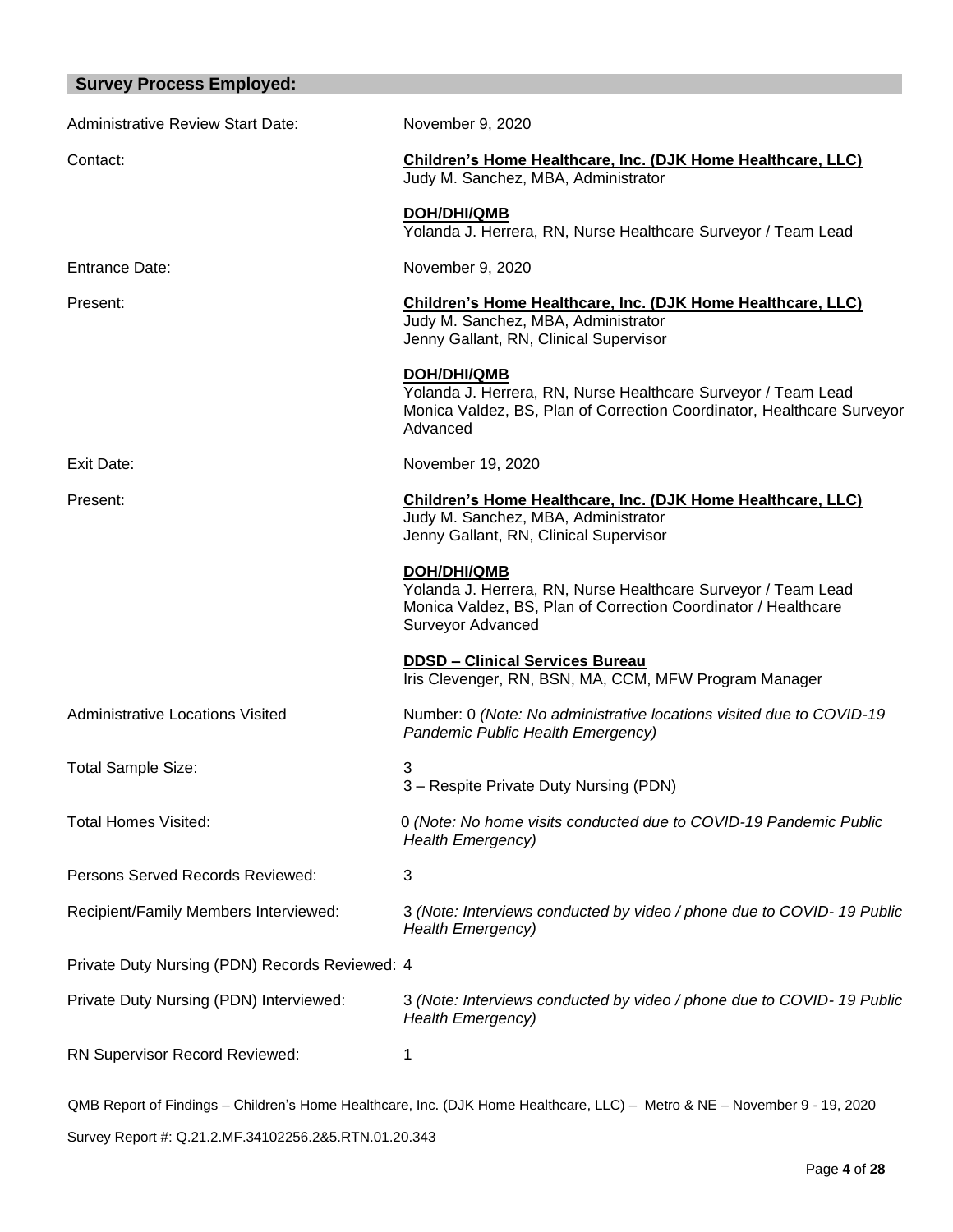## Survey Process Employed:

| | |
|---|---|
| Administrative Review Start Date: | November 9, 2020 |
| Contact: | **<u>Children's Home Healthcare, Inc. (DJK Home Healthcare, LLC)</u>**<br>Judy M. Sanchez, MBA, Administrator<br><br>**<u>DOH/DHI/QMB</u>**<br>Yolanda J. Herrera, RN, Nurse Healthcare Surveyor / Team Lead |
| Entrance Date: | November 9, 2020 |
| Present: | **<u>Children's Home Healthcare, Inc. (DJK Home Healthcare, LLC)</u>**<br>Judy M. Sanchez, MBA, Administrator<br>Jenny Gallant, RN, Clinical Supervisor<br><br>**<u>DOH/DHI/QMB</u>**<br>Yolanda J. Herrera, RN, Nurse Healthcare Surveyor / Team Lead<br>Monica Valdez, BS, Plan of Correction Coordinator, Healthcare Surveyor Advanced |
| Exit Date: | November 19, 2020 |
| Present: | **<u>Children's Home Healthcare, Inc. (DJK Home Healthcare, LLC)</u>**<br>Judy M. Sanchez, MBA, Administrator<br>Jenny Gallant, RN, Clinical Supervisor<br><br>**<u>DOH/DHI/QMB</u>**<br>Yolanda J. Herrera, RN, Nurse Healthcare Surveyor / Team Lead<br>Monica Valdez, BS, Plan of Correction Coordinator / Healthcare Surveyor Advanced<br><br>**<u>DDSD – Clinical Services Bureau</u>**<br>Iris Clevenger, RN, BSN, MA, CCM, MFW Program Manager |
| Administrative Locations Visited | Number: 0 *(Note: No administrative locations visited due to COVID-19 Pandemic Public Health Emergency)* |
| Total Sample Size: | 3<br>3 – Respite Private Duty Nursing (PDN) |
| Total Homes Visited: | 0 *(Note: No home visits conducted due to COVID-19 Pandemic Public Health Emergency)* |
| Persons Served Records Reviewed: | 3 |
| Recipient/Family Members Interviewed: | 3 *(Note: Interviews conducted by video / phone due to COVID- 19 Public Health Emergency)* |
| Private Duty Nursing (PDN) Records Reviewed: | 4 |
| Private Duty Nursing (PDN) Interviewed: | 3 *(Note: Interviews conducted by video / phone due to COVID- 19 Public Health Emergency)* |
| RN Supervisor Record Reviewed: | 1 |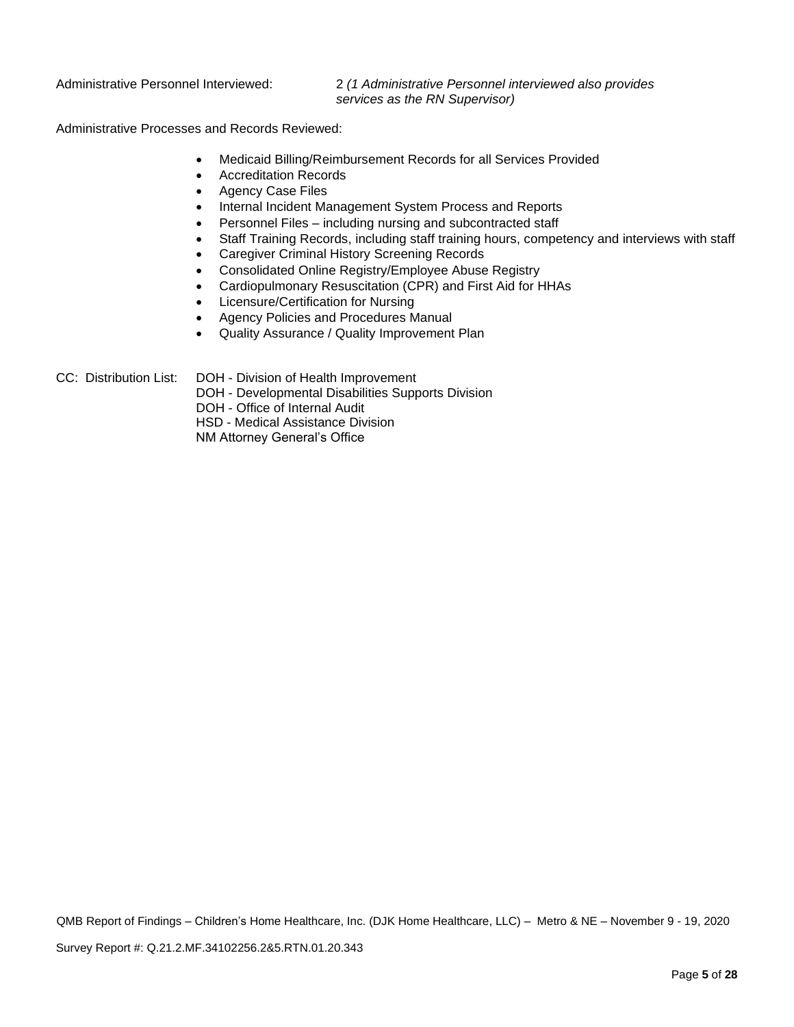Administrative Personnel Interviewed: 2 *(1 Administrative Personnel interviewed also provides services as the RN Supervisor)*

Administrative Processes and Records Reviewed:

- Medicaid Billing/Reimbursement Records for all Services Provided
- Accreditation Records
- Agency Case Files
- Internal Incident Management System Process and Reports
- Personnel Files – including nursing and subcontracted staff
- Staff Training Records, including staff training hours, competency and interviews with staff
- Caregiver Criminal History Screening Records
- Consolidated Online Registry/Employee Abuse Registry
- Cardiopulmonary Resuscitation (CPR) and First Aid for HHAs
- Licensure/Certification for Nursing
- Agency Policies and Procedures Manual
- Quality Assurance / Quality Improvement Plan

CC: Distribution List:
DOH - Division of Health Improvement
DOH - Developmental Disabilities Supports Division
DOH - Office of Internal Audit
HSD - Medical Assistance Division
NM Attorney General's Office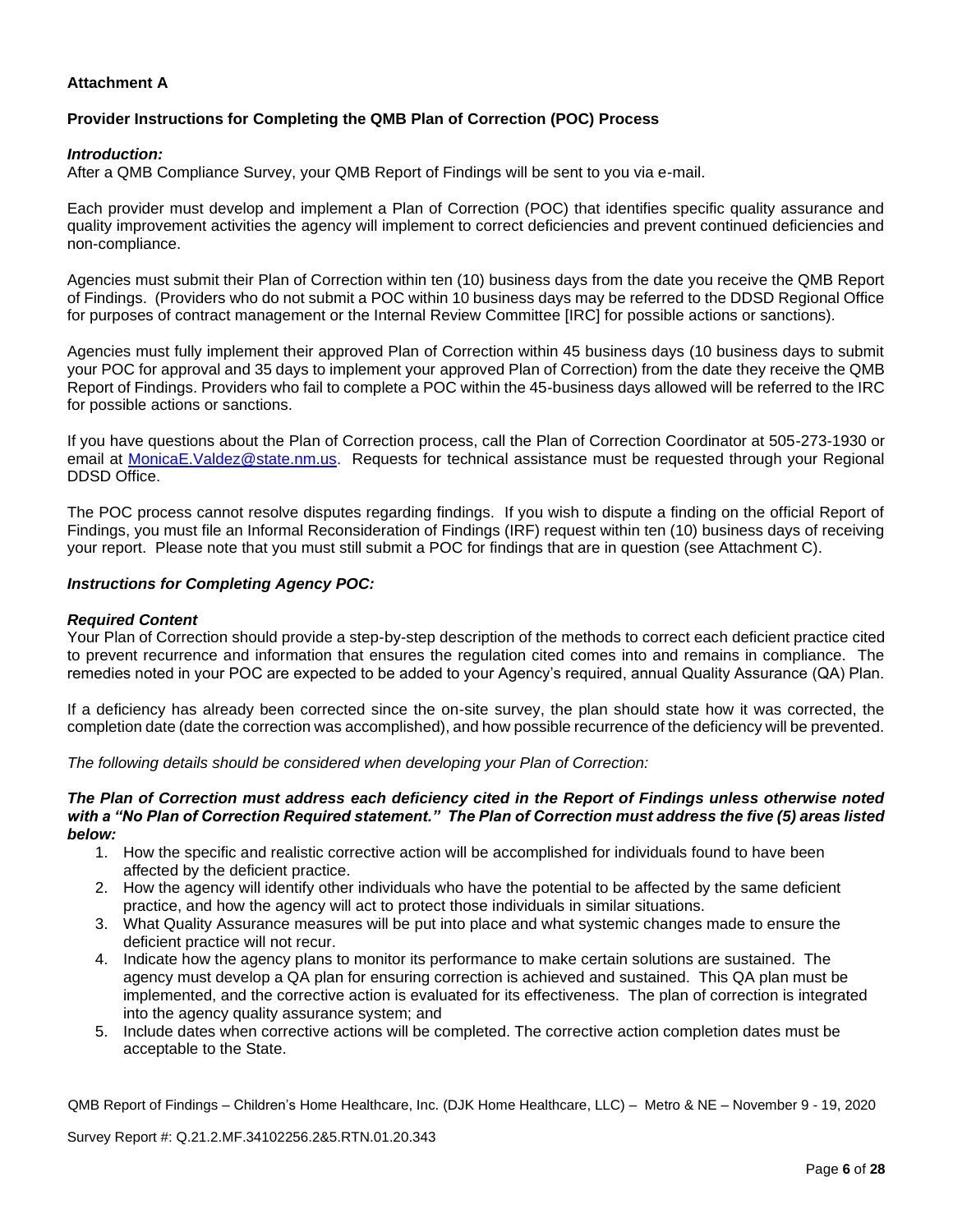**Attachment A**

**Provider Instructions for Completing the QMB Plan of Correction (POC) Process**

***Introduction:***
After a QMB Compliance Survey, your QMB Report of Findings will be sent to you via e-mail.

Each provider must develop and implement a Plan of Correction (POC) that identifies specific quality assurance and quality improvement activities the agency will implement to correct deficiencies and prevent continued deficiencies and non-compliance.

Agencies must submit their Plan of Correction within ten (10) business days from the date you receive the QMB Report of Findings. (Providers who do not submit a POC within 10 business days may be referred to the DDSD Regional Office for purposes of contract management or the Internal Review Committee [IRC] for possible actions or sanctions).

Agencies must fully implement their approved Plan of Correction within 45 business days (10 business days to submit your POC for approval and 35 days to implement your approved Plan of Correction) from the date they receive the QMB Report of Findings. Providers who fail to complete a POC within the 45-business days allowed will be referred to the IRC for possible actions or sanctions.

If you have questions about the Plan of Correction process, call the Plan of Correction Coordinator at 505-273-1930 or email at MonicaE.Valdez@state.nm.us. Requests for technical assistance must be requested through your Regional DDSD Office.

The POC process cannot resolve disputes regarding findings. If you wish to dispute a finding on the official Report of Findings, you must file an Informal Reconsideration of Findings (IRF) request within ten (10) business days of receiving your report. Please note that you must still submit a POC for findings that are in question (see Attachment C).

***Instructions for Completing Agency POC:***

***Required Content***
Your Plan of Correction should provide a step-by-step description of the methods to correct each deficient practice cited to prevent recurrence and information that ensures the regulation cited comes into and remains in compliance. The remedies noted in your POC are expected to be added to your Agency's required, annual Quality Assurance (QA) Plan.

If a deficiency has already been corrected since the on-site survey, the plan should state how it was corrected, the completion date (date the correction was accomplished), and how possible recurrence of the deficiency will be prevented.

*The following details should be considered when developing your Plan of Correction:*

***The Plan of Correction must address each deficiency cited in the Report of Findings unless otherwise noted with a "No Plan of Correction Required statement." The Plan of Correction must address the five (5) areas listed below:***

1. How the specific and realistic corrective action will be accomplished for individuals found to have been affected by the deficient practice.
2. How the agency will identify other individuals who have the potential to be affected by the same deficient practice, and how the agency will act to protect those individuals in similar situations.
3. What Quality Assurance measures will be put into place and what systemic changes made to ensure the deficient practice will not recur.
4. Indicate how the agency plans to monitor its performance to make certain solutions are sustained. The agency must develop a QA plan for ensuring correction is achieved and sustained. This QA plan must be implemented, and the corrective action is evaluated for its effectiveness. The plan of correction is integrated into the agency quality assurance system; and
5. Include dates when corrective actions will be completed. The corrective action completion dates must be acceptable to the State.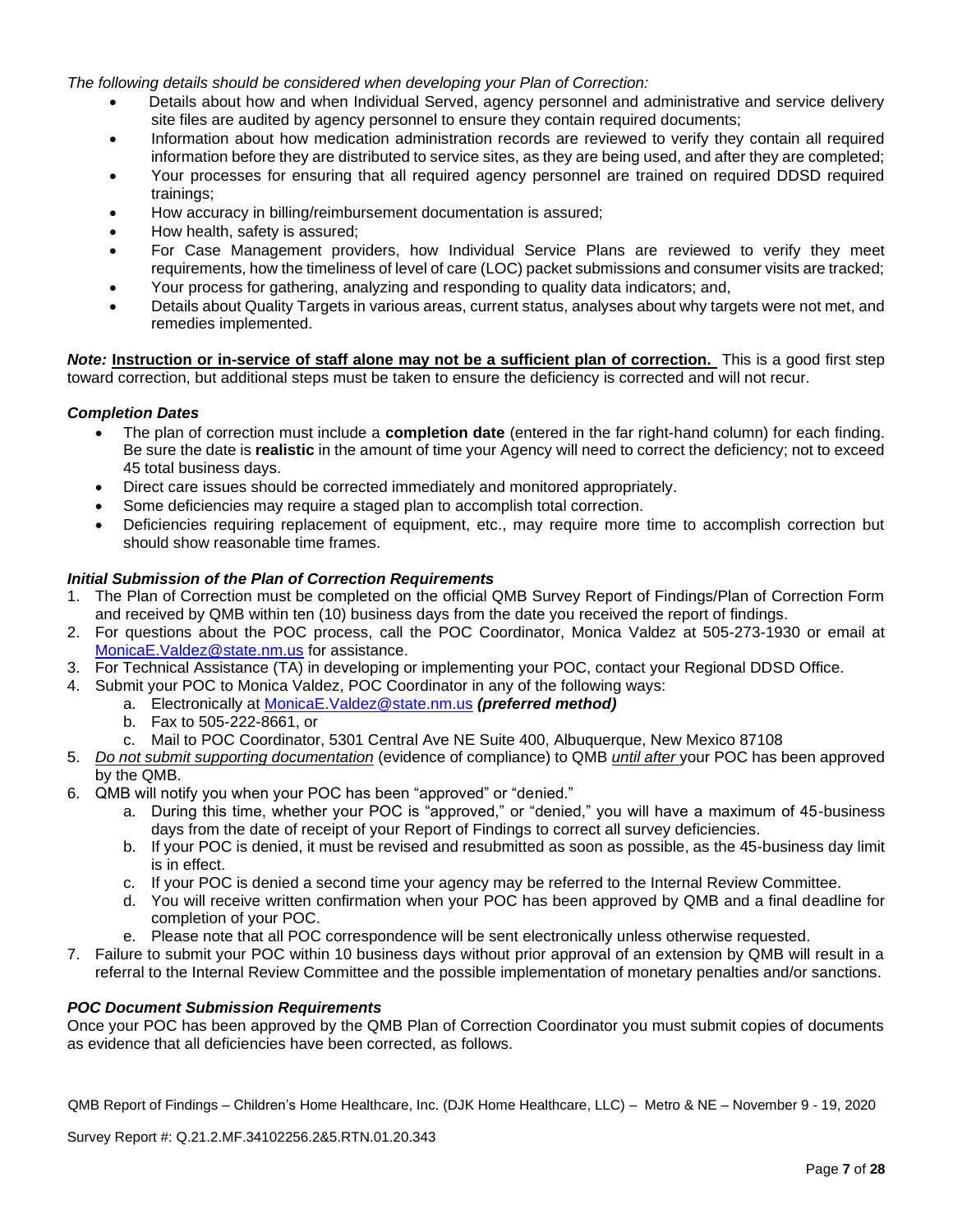*The following details should be considered when developing your Plan of Correction:*

- Details about how and when Individual Served, agency personnel and administrative and service delivery site files are audited by agency personnel to ensure they contain required documents;
- Information about how medication administration records are reviewed to verify they contain all required information before they are distributed to service sites, as they are being used, and after they are completed;
- Your processes for ensuring that all required agency personnel are trained on required DDSD required trainings;
- How accuracy in billing/reimbursement documentation is assured;
- How health, safety is assured;
- For Case Management providers, how Individual Service Plans are reviewed to verify they meet requirements, how the timeliness of level of care (LOC) packet submissions and consumer visits are tracked;
- Your process for gathering, analyzing and responding to quality data indicators; and,
- Details about Quality Targets in various areas, current status, analyses about why targets were not met, and remedies implemented.

***Note:*** **Instruction or in-service of staff alone may not be a sufficient plan of correction.** This is a good first step toward correction, but additional steps must be taken to ensure the deficiency is corrected and will not recur.

### *Completion Dates*

- The plan of correction must include a **completion date** (entered in the far right-hand column) for each finding. Be sure the date is **realistic** in the amount of time your Agency will need to correct the deficiency; not to exceed 45 total business days.
- Direct care issues should be corrected immediately and monitored appropriately.
- Some deficiencies may require a staged plan to accomplish total correction.
- Deficiencies requiring replacement of equipment, etc., may require more time to accomplish correction but should show reasonable time frames.

### *Initial Submission of the Plan of Correction Requirements*

1. The Plan of Correction must be completed on the official QMB Survey Report of Findings/Plan of Correction Form and received by QMB within ten (10) business days from the date you received the report of findings.
2. For questions about the POC process, call the POC Coordinator, Monica Valdez at 505-273-1930 or email at MonicaE.Valdez@state.nm.us for assistance.
3. For Technical Assistance (TA) in developing or implementing your POC, contact your Regional DDSD Office.
4. Submit your POC to Monica Valdez, POC Coordinator in any of the following ways:
    a. Electronically at MonicaE.Valdez@state.nm.us ***(preferred method)***
    b. Fax to 505-222-8661, or
    c. Mail to POC Coordinator, 5301 Central Ave NE Suite 400, Albuquerque, New Mexico 87108
5. *Do not submit supporting documentation* (evidence of compliance) to QMB *until after* your POC has been approved by the QMB.
6. QMB will notify you when your POC has been "approved" or "denied."
    a. During this time, whether your POC is "approved," or "denied," you will have a maximum of 45-business days from the date of receipt of your Report of Findings to correct all survey deficiencies.
    b. If your POC is denied, it must be revised and resubmitted as soon as possible, as the 45-business day limit is in effect.
    c. If your POC is denied a second time your agency may be referred to the Internal Review Committee.
    d. You will receive written confirmation when your POC has been approved by QMB and a final deadline for completion of your POC.
    e. Please note that all POC correspondence will be sent electronically unless otherwise requested.
7. Failure to submit your POC within 10 business days without prior approval of an extension by QMB will result in a referral to the Internal Review Committee and the possible implementation of monetary penalties and/or sanctions.

### *POC Document Submission Requirements*

Once your POC has been approved by the QMB Plan of Correction Coordinator you must submit copies of documents as evidence that all deficiencies have been corrected, as follows.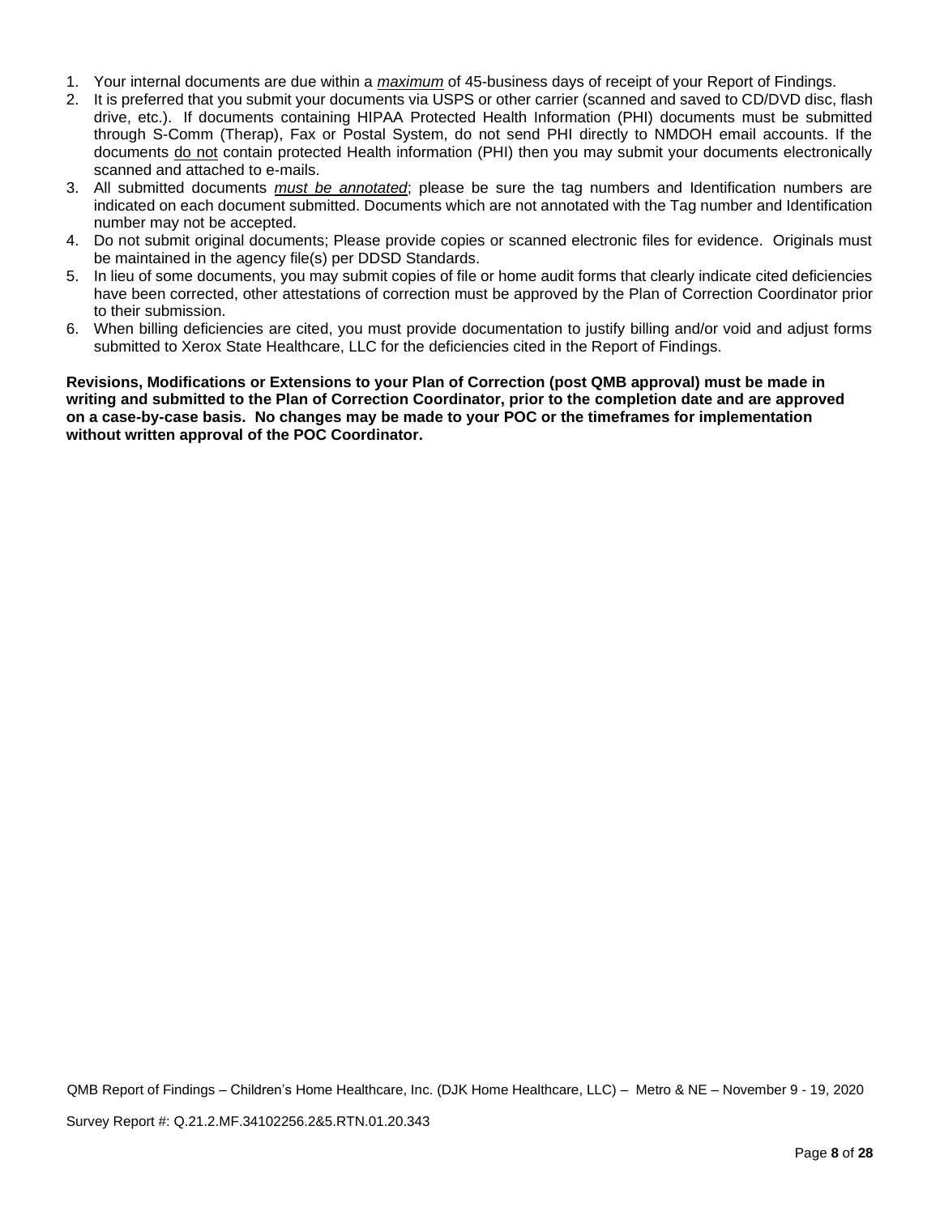1. Your internal documents are due within a *maximum* of 45-business days of receipt of your Report of Findings.
2. It is preferred that you submit your documents via USPS or other carrier (scanned and saved to CD/DVD disc, flash drive, etc.). If documents containing HIPAA Protected Health Information (PHI) documents must be submitted through S-Comm (Therap), Fax or Postal System, do not send PHI directly to NMDOH email accounts. If the documents do not contain protected Health information (PHI) then you may submit your documents electronically scanned and attached to e-mails.
3. All submitted documents *must be annotated*; please be sure the tag numbers and Identification numbers are indicated on each document submitted. Documents which are not annotated with the Tag number and Identification number may not be accepted.
4. Do not submit original documents; Please provide copies or scanned electronic files for evidence. Originals must be maintained in the agency file(s) per DDSD Standards.
5. In lieu of some documents, you may submit copies of file or home audit forms that clearly indicate cited deficiencies have been corrected, other attestations of correction must be approved by the Plan of Correction Coordinator prior to their submission.
6. When billing deficiencies are cited, you must provide documentation to justify billing and/or void and adjust forms submitted to Xerox State Healthcare, LLC for the deficiencies cited in the Report of Findings.

**Revisions, Modifications or Extensions to your Plan of Correction (post QMB approval) must be made in writing and submitted to the Plan of Correction Coordinator, prior to the completion date and are approved on a case-by-case basis. No changes may be made to your POC or the timeframes for implementation without written approval of the POC Coordinator.**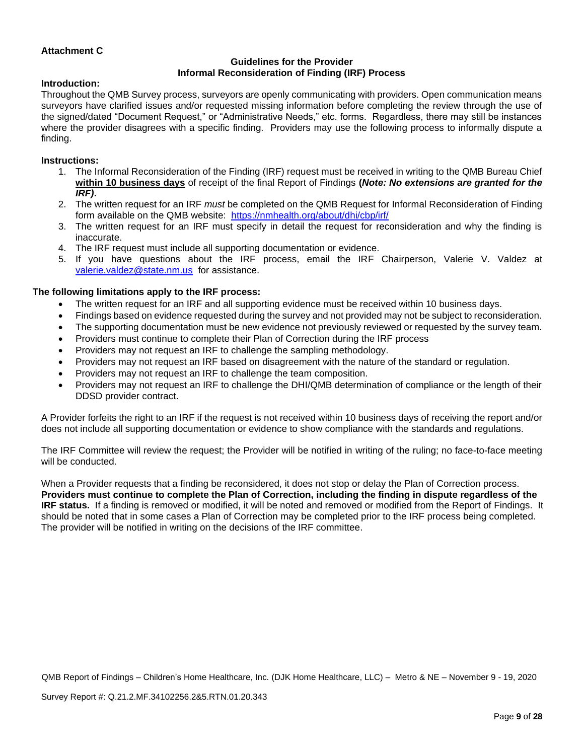**Attachment C**

**Guidelines for the Provider**
**Informal Reconsideration of Finding (IRF) Process**

**Introduction:**

Throughout the QMB Survey process, surveyors are openly communicating with providers. Open communication means surveyors have clarified issues and/or requested missing information before completing the review through the use of the signed/dated "Document Request," or "Administrative Needs," etc. forms. Regardless, there may still be instances where the provider disagrees with a specific finding. Providers may use the following process to informally dispute a finding.

**Instructions:**

1. The Informal Reconsideration of the Finding (IRF) request must be received in writing to the QMB Bureau Chief **within 10 business days** of receipt of the final Report of Findings **(*Note: No extensions are granted for the IRF*).**
2. The written request for an IRF *must* be completed on the QMB Request for Informal Reconsideration of Finding form available on the QMB website: https://nmhealth.org/about/dhi/cbp/irf/
3. The written request for an IRF must specify in detail the request for reconsideration and why the finding is inaccurate.
4. The IRF request must include all supporting documentation or evidence.
5. If you have questions about the IRF process, email the IRF Chairperson, Valerie V. Valdez at valerie.valdez@state.nm.us for assistance.

**The following limitations apply to the IRF process:**

- The written request for an IRF and all supporting evidence must be received within 10 business days.
- Findings based on evidence requested during the survey and not provided may not be subject to reconsideration.
- The supporting documentation must be new evidence not previously reviewed or requested by the survey team.
- Providers must continue to complete their Plan of Correction during the IRF process
- Providers may not request an IRF to challenge the sampling methodology.
- Providers may not request an IRF based on disagreement with the nature of the standard or regulation.
- Providers may not request an IRF to challenge the team composition.
- Providers may not request an IRF to challenge the DHI/QMB determination of compliance or the length of their DDSD provider contract.

A Provider forfeits the right to an IRF if the request is not received within 10 business days of receiving the report and/or does not include all supporting documentation or evidence to show compliance with the standards and regulations.

The IRF Committee will review the request; the Provider will be notified in writing of the ruling; no face-to-face meeting will be conducted.

When a Provider requests that a finding be reconsidered, it does not stop or delay the Plan of Correction process. **Providers must continue to complete the Plan of Correction, including the finding in dispute regardless of the IRF status.** If a finding is removed or modified, it will be noted and removed or modified from the Report of Findings. It should be noted that in some cases a Plan of Correction may be completed prior to the IRF process being completed. The provider will be notified in writing on the decisions of the IRF committee.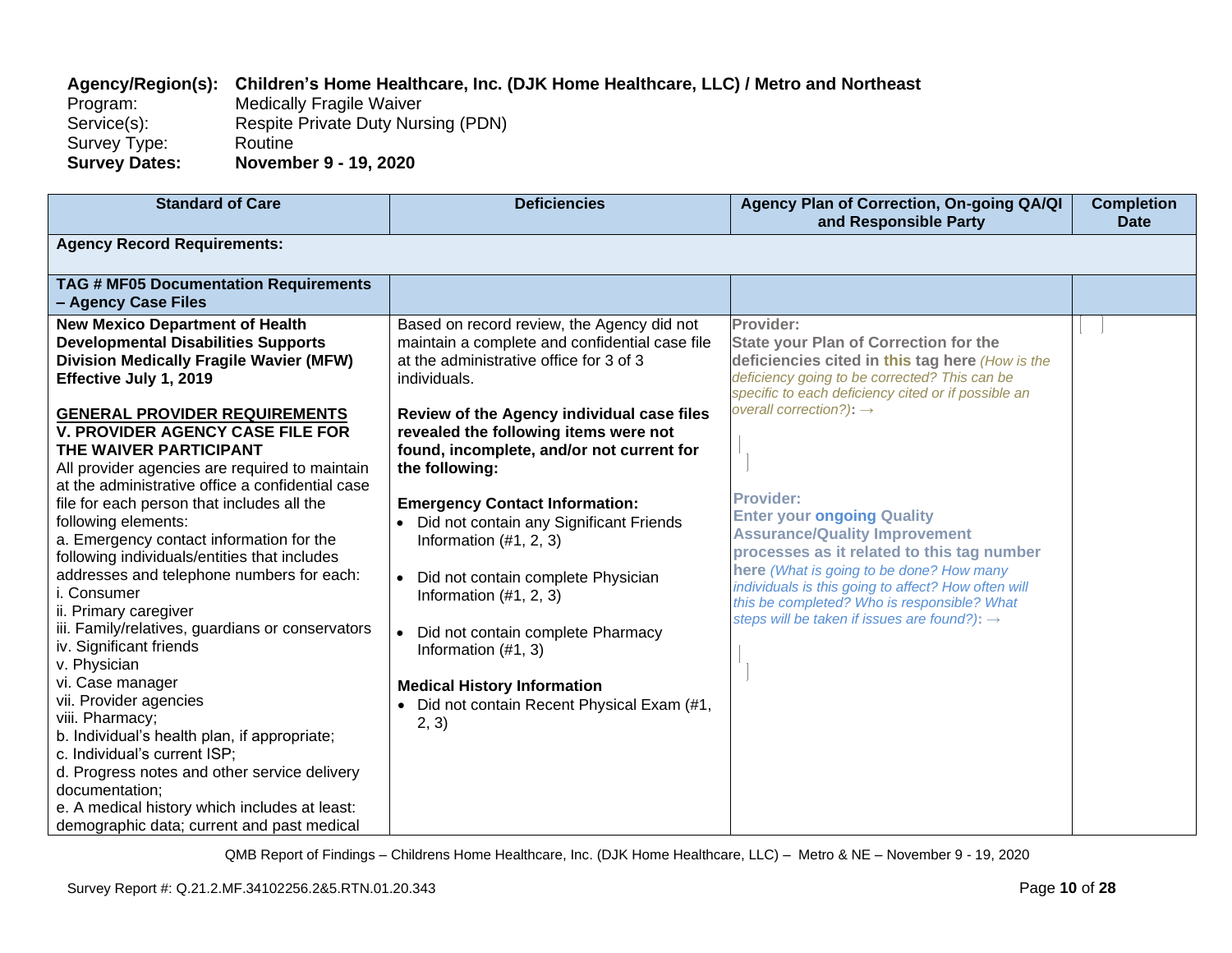**Agency/Region(s):** **Children's Home Healthcare, Inc. (DJK Home Healthcare, LLC) / Metro and Northeast**
Program: Medically Fragile Waiver
Service(s): Respite Private Duty Nursing (PDN)
Survey Type: Routine
**Survey Dates:** **November 9 - 19, 2020**

| Standard of Care | Deficiencies | Agency Plan of Correction, On-going QA/QI and Responsible Party | Completion Date |
|---|---|---|---|
| **Agency Record Requirements:** | | | |
| **TAG # MF05 Documentation Requirements – Agency Case Files** | | | |
| **New Mexico Department of Health Developmental Disabilities Supports Division Medically Fragile Wavier (MFW) Effective July 1, 2019**<br><br>**GENERAL PROVIDER REQUIREMENTS**<br>**V. PROVIDER AGENCY CASE FILE FOR THE WAIVER PARTICIPANT**<br>All provider agencies are required to maintain at the administrative office a confidential case file for each person that includes all the following elements:<br>a. Emergency contact information for the following individuals/entities that includes addresses and telephone numbers for each:<br>i. Consumer<br>ii. Primary caregiver<br>iii. Family/relatives, guardians or conservators<br>iv. Significant friends<br>v. Physician<br>vi. Case manager<br>vii. Provider agencies<br>viii. Pharmacy;<br>b. Individual's health plan, if appropriate;<br>c. Individual's current ISP;<br>d. Progress notes and other service delivery documentation;<br>e. A medical history which includes at least: demographic data; current and past medical | Based on record review, the Agency did not maintain a complete and confidential case file at the administrative office for 3 of 3 individuals.<br><br>**Review of the Agency individual case files revealed the following items were not found, incomplete, and/or not current for the following:**<br><br>**Emergency Contact Information:**<br>• Did not contain any Significant Friends Information (#1, 2, 3)<br>• Did not contain complete Physician Information (#1, 2, 3)<br>• Did not contain complete Pharmacy Information (#1, 3)<br><br>**Medical History Information**<br>• Did not contain Recent Physical Exam (#1, 2, 3) | **Provider:**<br>**State your Plan of Correction for the deficiencies cited in this tag here** *(How is the deficiency going to be corrected? This can be specific to each deficiency cited or if possible an overall correction?)*: →<br><br>**Provider:**<br>**Enter your ongoing Quality Assurance/Quality Improvement processes as it related to this tag number here** *(What is going to be done? How many individuals is this going to affect? How often will this be completed? Who is responsible? What steps will be taken if issues are found?)*: → | |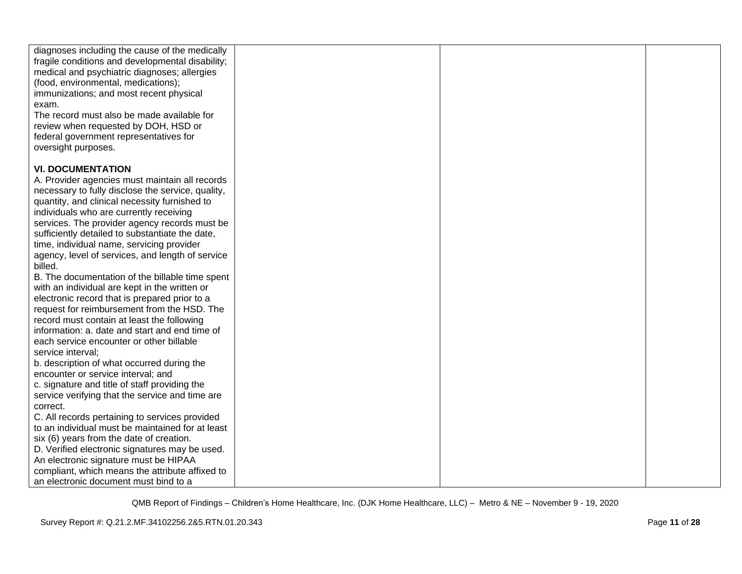| | | | |
|---|---|---|---|
| diagnoses including the cause of the medically fragile conditions and developmental disability; medical and psychiatric diagnoses; allergies (food, environmental, medications); immunizations; and most recent physical exam.<br>The record must also be made available for review when requested by DOH, HSD or federal government representatives for oversight purposes.<br><br>**VI. DOCUMENTATION**<br>A. Provider agencies must maintain all records necessary to fully disclose the service, quality, quantity, and clinical necessity furnished to individuals who are currently receiving services. The provider agency records must be sufficiently detailed to substantiate the date, time, individual name, servicing provider agency, level of services, and length of service billed.<br>B. The documentation of the billable time spent with an individual are kept in the written or electronic record that is prepared prior to a request for reimbursement from the HSD. The record must contain at least the following information: a. date and start and end time of each service encounter or other billable service interval;<br>b. description of what occurred during the encounter or service interval; and<br>c. signature and title of staff providing the service verifying that the service and time are correct.<br>C. All records pertaining to services provided to an individual must be maintained for at least six (6) years from the date of creation.<br>D. Verified electronic signatures may be used. An electronic signature must be HIPAA compliant, which means the attribute affixed to an electronic document must bind to a | | | |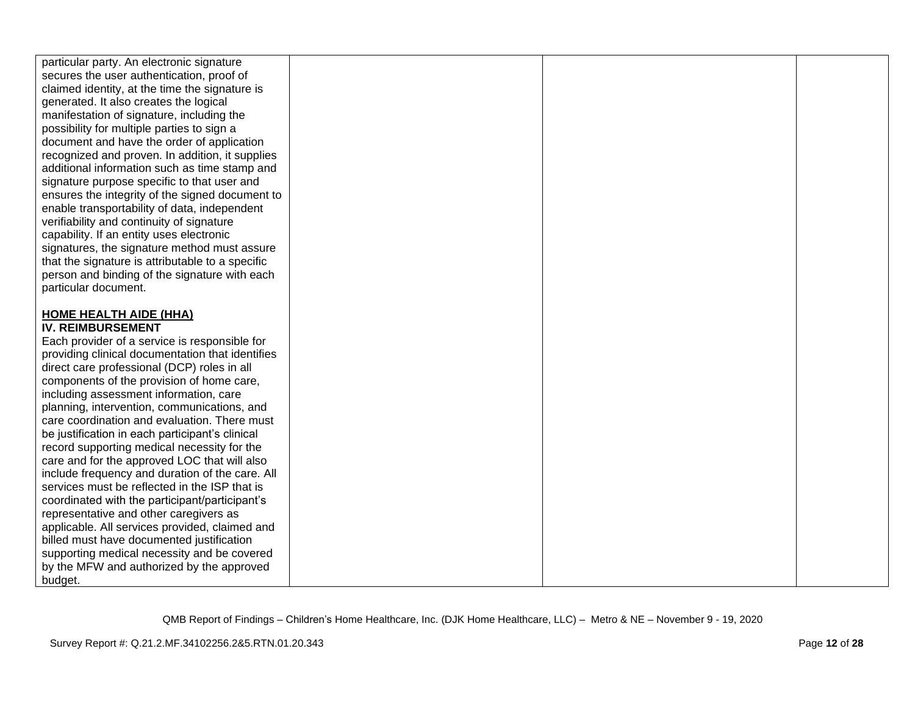| | | | |
|---|---|---|---|
| particular party. An electronic signature secures the user authentication, proof of claimed identity, at the time the signature is generated. It also creates the logical manifestation of signature, including the possibility for multiple parties to sign a document and have the order of application recognized and proven. In addition, it supplies additional information such as time stamp and signature purpose specific to that user and ensures the integrity of the signed document to enable transportability of data, independent verifiability and continuity of signature capability. If an entity uses electronic signatures, the signature method must assure that the signature is attributable to a specific person and binding of the signature with each particular document.<br><br>**<u>HOME HEALTH AIDE (HHA)</u>**<br>**IV. REIMBURSEMENT**<br>Each provider of a service is responsible for providing clinical documentation that identifies direct care professional (DCP) roles in all components of the provision of home care, including assessment information, care planning, intervention, communications, and care coordination and evaluation. There must be justification in each participant's clinical record supporting medical necessity for the care and for the approved LOC that will also include frequency and duration of the care. All services must be reflected in the ISP that is coordinated with the participant/participant's representative and other caregivers as applicable. All services provided, claimed and billed must have documented justification supporting medical necessity and be covered by the MFW and authorized by the approved budget. | | | |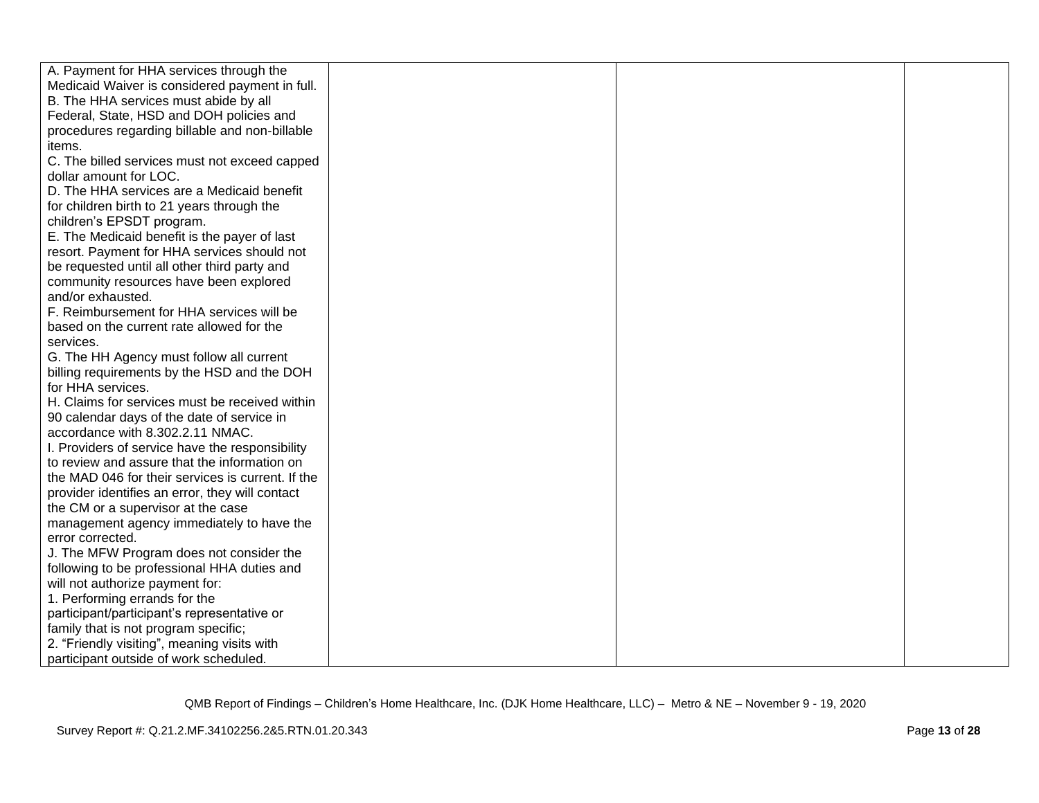| | | | |
|---|---|---|---|
| A. Payment for HHA services through the Medicaid Waiver is considered payment in full.<br>B. The HHA services must abide by all Federal, State, HSD and DOH policies and procedures regarding billable and non-billable items.<br>C. The billed services must not exceed capped dollar amount for LOC.<br>D. The HHA services are a Medicaid benefit for children birth to 21 years through the children's EPSDT program.<br>E. The Medicaid benefit is the payer of last resort. Payment for HHA services should not be requested until all other third party and community resources have been explored and/or exhausted.<br>F. Reimbursement for HHA services will be based on the current rate allowed for the services.<br>G. The HH Agency must follow all current billing requirements by the HSD and the DOH for HHA services.<br>H. Claims for services must be received within 90 calendar days of the date of service in accordance with 8.302.2.11 NMAC.<br>I. Providers of service have the responsibility to review and assure that the information on the MAD 046 for their services is current. If the provider identifies an error, they will contact the CM or a supervisor at the case management agency immediately to have the error corrected.<br>J. The MFW Program does not consider the following to be professional HHA duties and will not authorize payment for:<br>1. Performing errands for the participant/participant's representative or family that is not program specific;<br>2. "Friendly visiting", meaning visits with participant outside of work scheduled. | | | |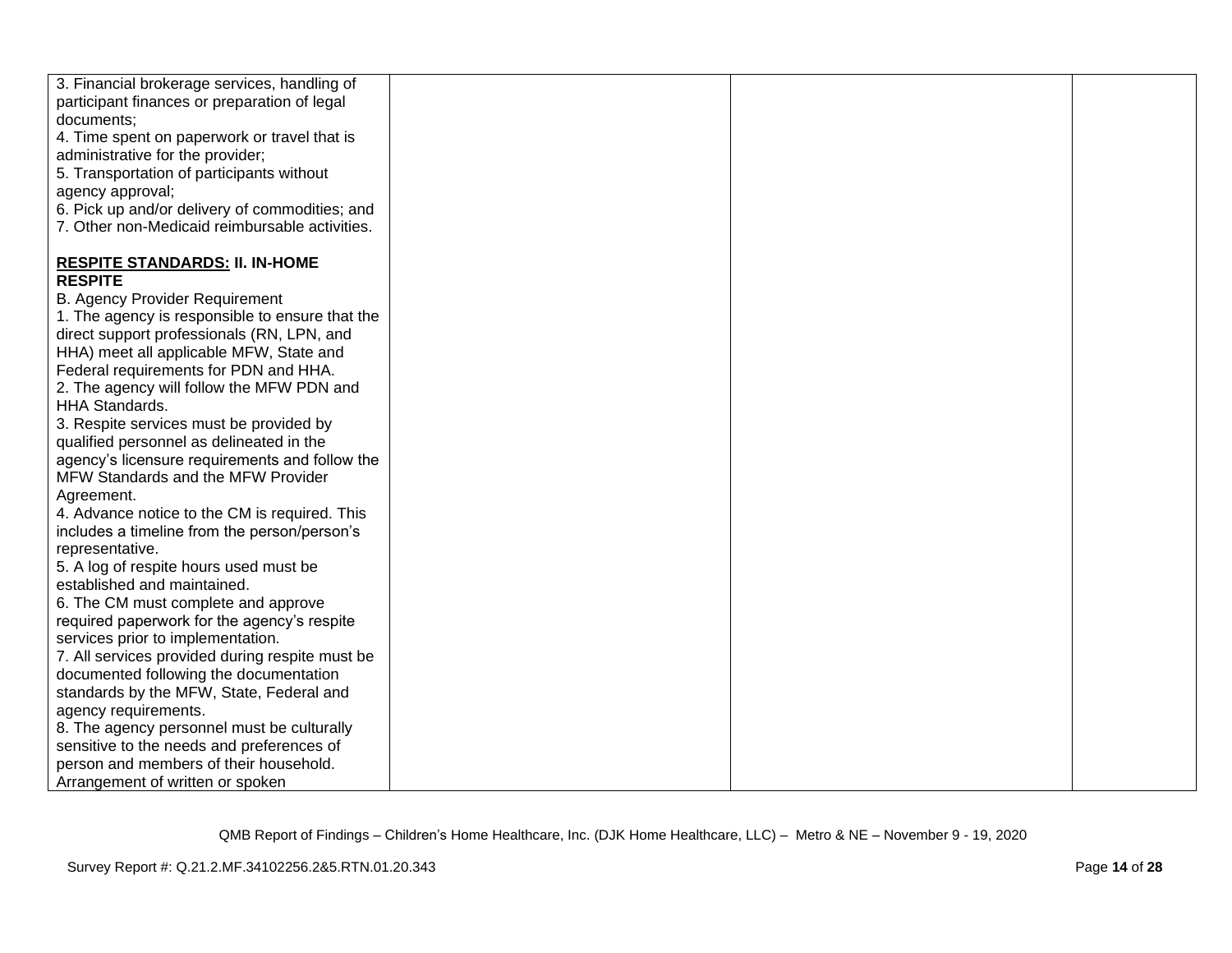| | | | |
|---|---|---|---|
| 3. Financial brokerage services, handling of participant finances or preparation of legal documents;<br>4. Time spent on paperwork or travel that is administrative for the provider;<br>5. Transportation of participants without agency approval;<br>6. Pick up and/or delivery of commodities; and<br>7. Other non-Medicaid reimbursable activities.<br><br>**<u>RESPITE STANDARDS:</u> II. IN-HOME RESPITE**<br>B. Agency Provider Requirement<br>1. The agency is responsible to ensure that the direct support professionals (RN, LPN, and HHA) meet all applicable MFW, State and Federal requirements for PDN and HHA.<br>2. The agency will follow the MFW PDN and HHA Standards.<br>3. Respite services must be provided by qualified personnel as delineated in the agency's licensure requirements and follow the MFW Standards and the MFW Provider Agreement.<br>4. Advance notice to the CM is required. This includes a timeline from the person/person's representative.<br>5. A log of respite hours used must be established and maintained.<br>6. The CM must complete and approve required paperwork for the agency's respite services prior to implementation.<br>7. All services provided during respite must be documented following the documentation standards by the MFW, State, Federal and agency requirements.<br>8. The agency personnel must be culturally sensitive to the needs and preferences of person and members of their household. Arrangement of written or spoken | | | |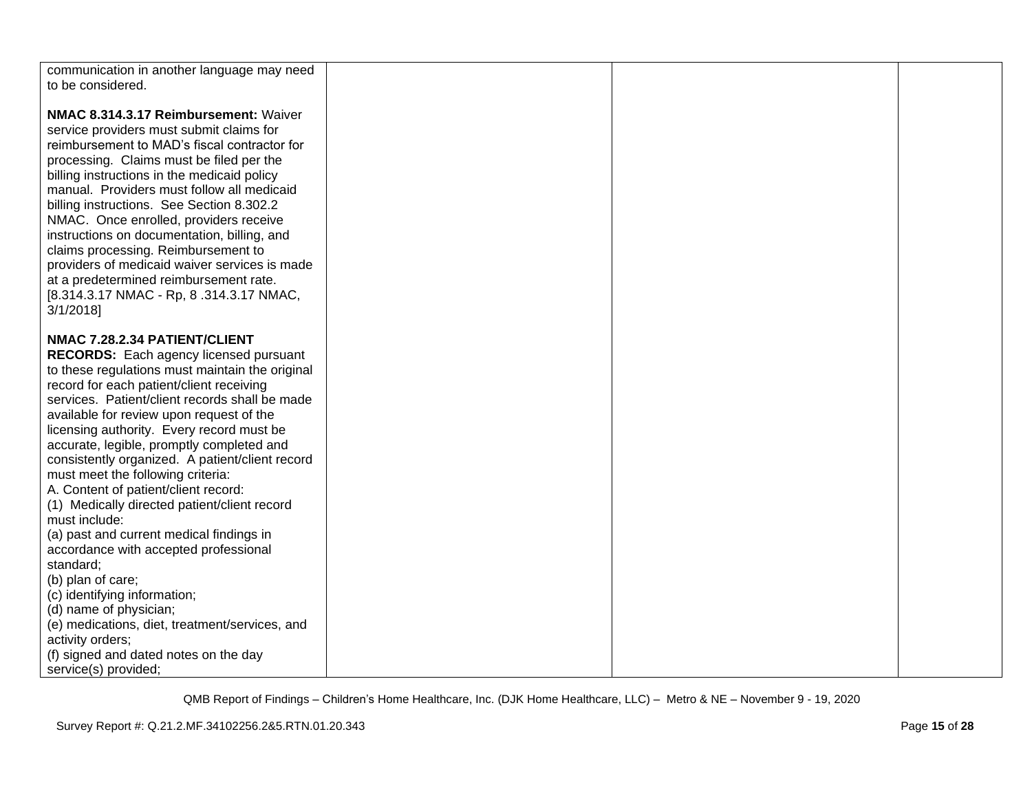| | | | |
|---|---|---|---|
| communication in another language may need to be considered.<br><br>**NMAC 8.314.3.17 Reimbursement:** Waiver service providers must submit claims for reimbursement to MAD's fiscal contractor for processing. Claims must be filed per the billing instructions in the medicaid policy manual. Providers must follow all medicaid billing instructions. See Section 8.302.2 NMAC. Once enrolled, providers receive instructions on documentation, billing, and claims processing. Reimbursement to providers of medicaid waiver services is made at a predetermined reimbursement rate. [8.314.3.17 NMAC - Rp, 8 .314.3.17 NMAC, 3/1/2018]<br><br>**NMAC 7.28.2.34 PATIENT/CLIENT RECORDS:** Each agency licensed pursuant to these regulations must maintain the original record for each patient/client receiving services. Patient/client records shall be made available for review upon request of the licensing authority. Every record must be accurate, legible, promptly completed and consistently organized. A patient/client record must meet the following criteria:<br>A. Content of patient/client record:<br>(1) Medically directed patient/client record must include:<br>(a) past and current medical findings in accordance with accepted professional standard;<br>(b) plan of care;<br>(c) identifying information;<br>(d) name of physician;<br>(e) medications, diet, treatment/services, and activity orders;<br>(f) signed and dated notes on the day service(s) provided; | | | |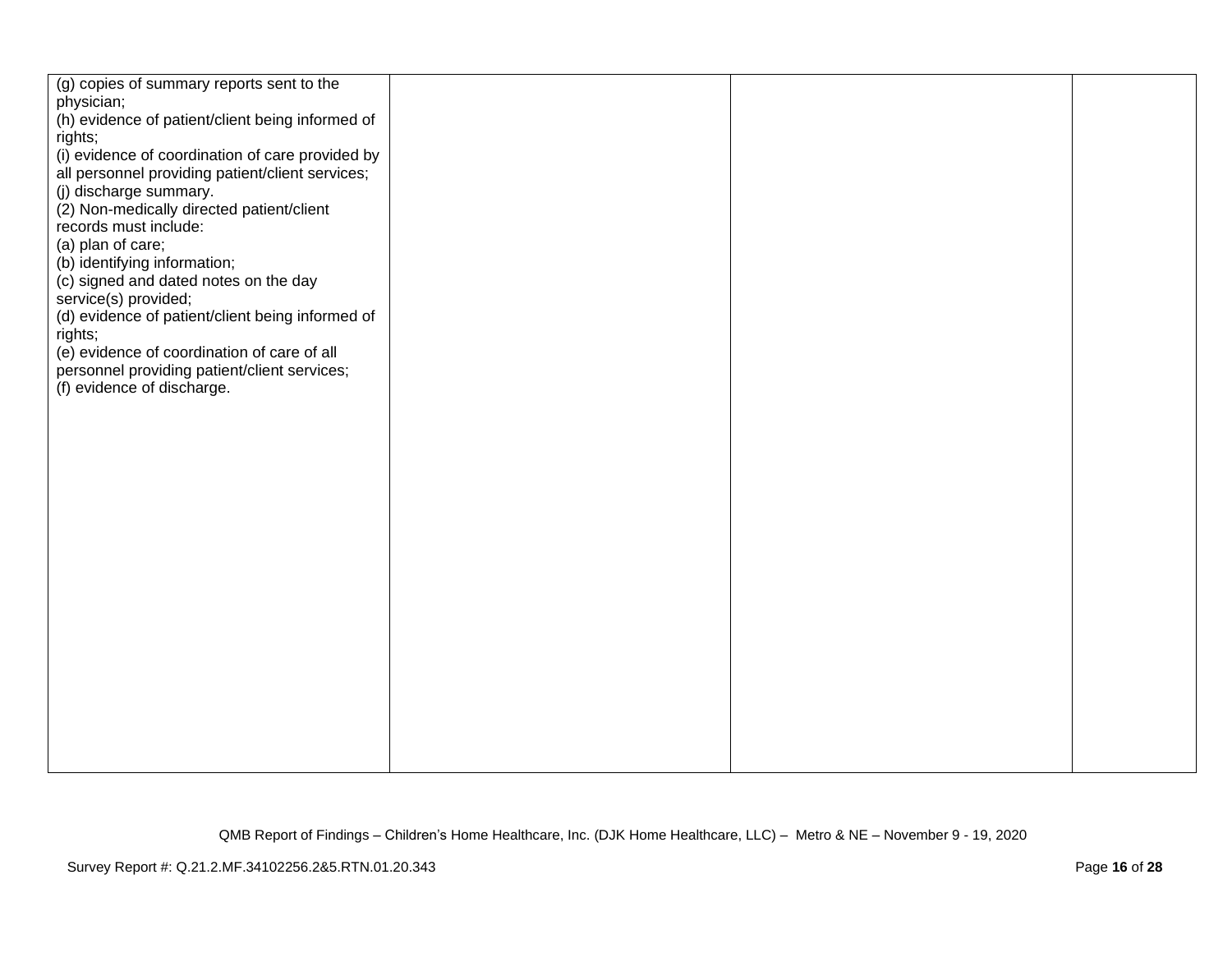| | | | |
|---|---|---|---|
| (g) copies of summary reports sent to the physician;<br>(h) evidence of patient/client being informed of rights;<br>(i) evidence of coordination of care provided by all personnel providing patient/client services;<br>(j) discharge summary.<br>(2) Non-medically directed patient/client records must include:<br>(a) plan of care;<br>(b) identifying information;<br>(c) signed and dated notes on the day service(s) provided;<br>(d) evidence of patient/client being informed of rights;<br>(e) evidence of coordination of care of all personnel providing patient/client services;<br>(f) evidence of discharge. | | | |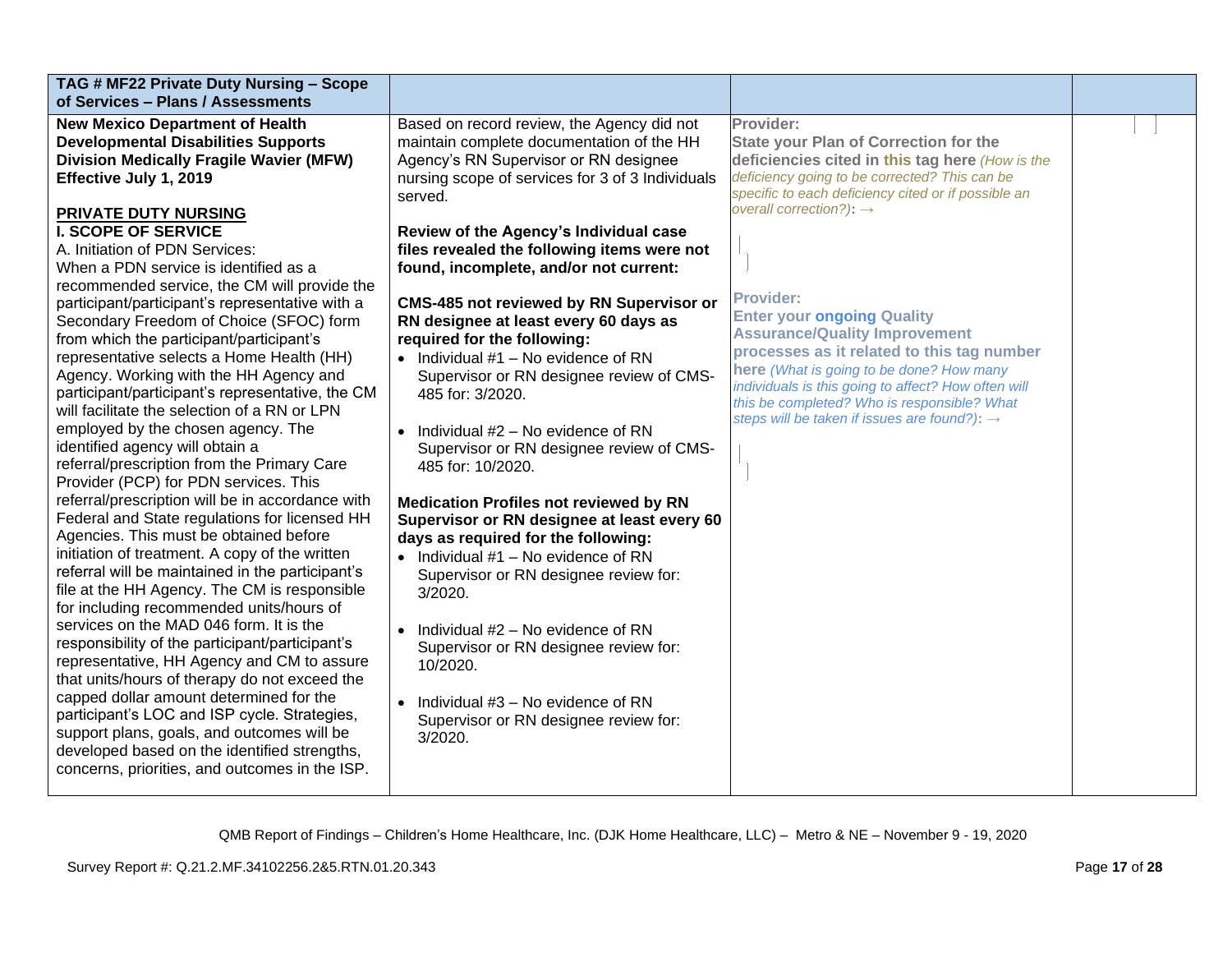| TAG # MF22 Private Duty Nursing – Scope of Services – Plans / Assessments | | | |
|---|---|---|---|
| **New Mexico Department of Health Developmental Disabilities Supports Division Medically Fragile Wavier (MFW) Effective July 1, 2019**<br><br>**PRIVATE DUTY NURSING**<br>**I. SCOPE OF SERVICE**<br>A. Initiation of PDN Services:<br>When a PDN service is identified as a recommended service, the CM will provide the participant/participant's representative with a Secondary Freedom of Choice (SFOC) form from which the participant/participant's representative selects a Home Health (HH) Agency. Working with the HH Agency and participant/participant's representative, the CM will facilitate the selection of a RN or LPN employed by the chosen agency. The identified agency will obtain a referral/prescription from the Primary Care Provider (PCP) for PDN services. This referral/prescription will be in accordance with Federal and State regulations for licensed HH Agencies. This must be obtained before initiation of treatment. A copy of the written referral will be maintained in the participant's file at the HH Agency. The CM is responsible for including recommended units/hours of services on the MAD 046 form. It is the responsibility of the participant/participant's representative, HH Agency and CM to assure that units/hours of therapy do not exceed the capped dollar amount determined for the participant's LOC and ISP cycle. Strategies, support plans, goals, and outcomes will be developed based on the identified strengths, concerns, priorities, and outcomes in the ISP. | Based on record review, the Agency did not maintain complete documentation of the HH Agency's RN Supervisor or RN designee nursing scope of services for 3 of 3 Individuals served.<br><br>**Review of the Agency's Individual case files revealed the following items were not found, incomplete, and/or not current:**<br><br>**CMS-485 not reviewed by RN Supervisor or RN designee at least every 60 days as required for the following:**<br>• Individual #1 – No evidence of RN Supervisor or RN designee review of CMS-485 for: 3/2020.<br><br>• Individual #2 – No evidence of RN Supervisor or RN designee review of CMS-485 for: 10/2020.<br><br>**Medication Profiles not reviewed by RN Supervisor or RN designee at least every 60 days as required for the following:**<br>• Individual #1 – No evidence of RN Supervisor or RN designee review for: 3/2020.<br><br>• Individual #2 – No evidence of RN Supervisor or RN designee review for: 10/2020.<br><br>• Individual #3 – No evidence of RN Supervisor or RN designee review for: 3/2020. | **Provider:**<br>**State your Plan of Correction for the deficiencies cited in this tag here** *(How is the deficiency going to be corrected? This can be specific to each deficiency cited or if possible an overall correction?):* →<br><br><br>**Provider:**<br>**Enter your ongoing Quality Assurance/Quality Improvement processes as it related to this tag number here** *(What is going to be done? How many individuals is this going to affect? How often will this be completed? Who is responsible? What steps will be taken if issues are found?):* → | |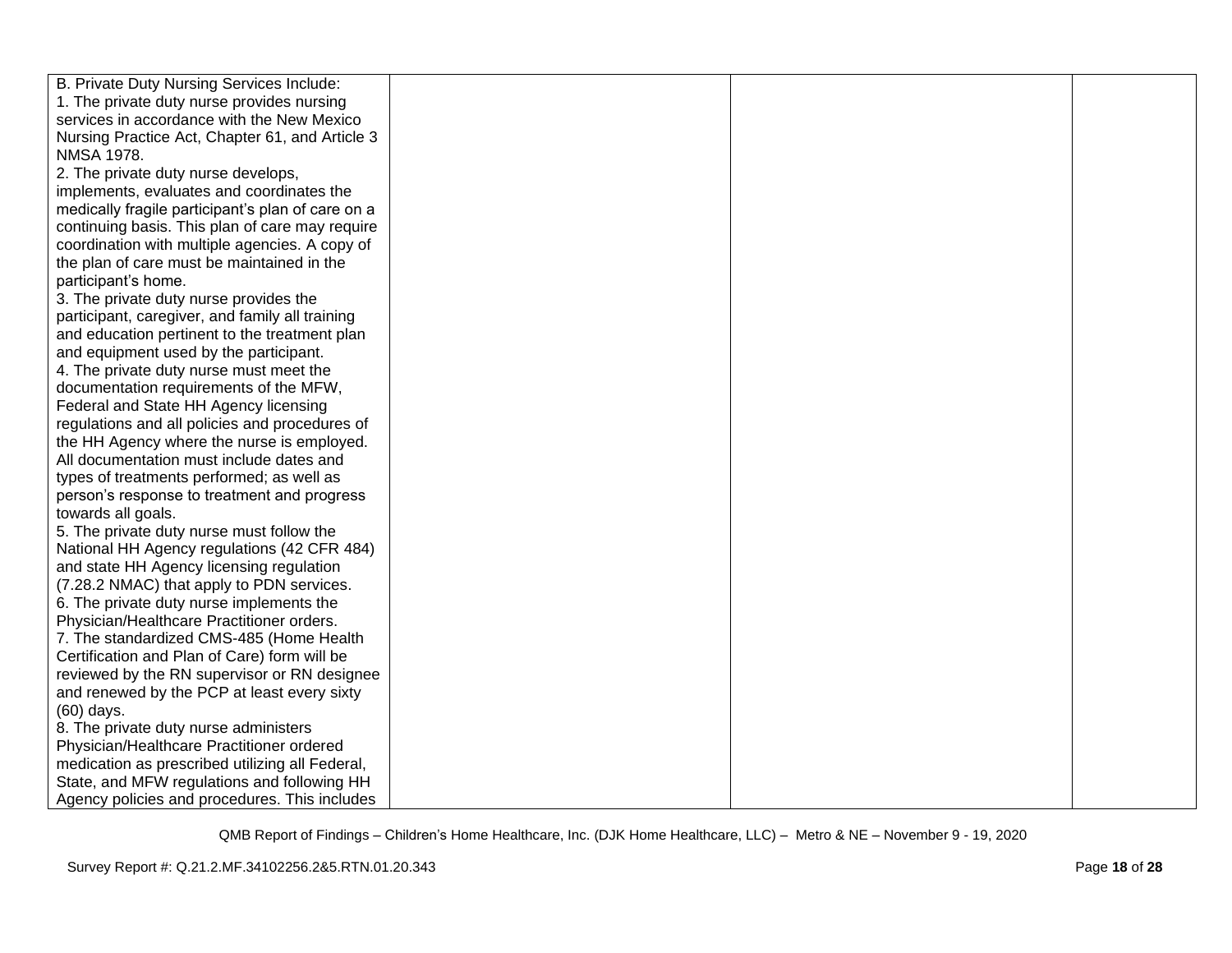| | | | |
|---|---|---|---|
| B. Private Duty Nursing Services Include:<br>1. The private duty nurse provides nursing services in accordance with the New Mexico Nursing Practice Act, Chapter 61, and Article 3 NMSA 1978.<br>2. The private duty nurse develops, implements, evaluates and coordinates the medically fragile participant's plan of care on a continuing basis. This plan of care may require coordination with multiple agencies. A copy of the plan of care must be maintained in the participant's home.<br>3. The private duty nurse provides the participant, caregiver, and family all training and education pertinent to the treatment plan and equipment used by the participant.<br>4. The private duty nurse must meet the documentation requirements of the MFW, Federal and State HH Agency licensing regulations and all policies and procedures of the HH Agency where the nurse is employed. All documentation must include dates and types of treatments performed; as well as person's response to treatment and progress towards all goals.<br>5. The private duty nurse must follow the National HH Agency regulations (42 CFR 484) and state HH Agency licensing regulation (7.28.2 NMAC) that apply to PDN services.<br>6. The private duty nurse implements the Physician/Healthcare Practitioner orders.<br>7. The standardized CMS-485 (Home Health Certification and Plan of Care) form will be reviewed by the RN supervisor or RN designee and renewed by the PCP at least every sixty (60) days.<br>8. The private duty nurse administers Physician/Healthcare Practitioner ordered medication as prescribed utilizing all Federal, State, and MFW regulations and following HH Agency policies and procedures. This includes | | | |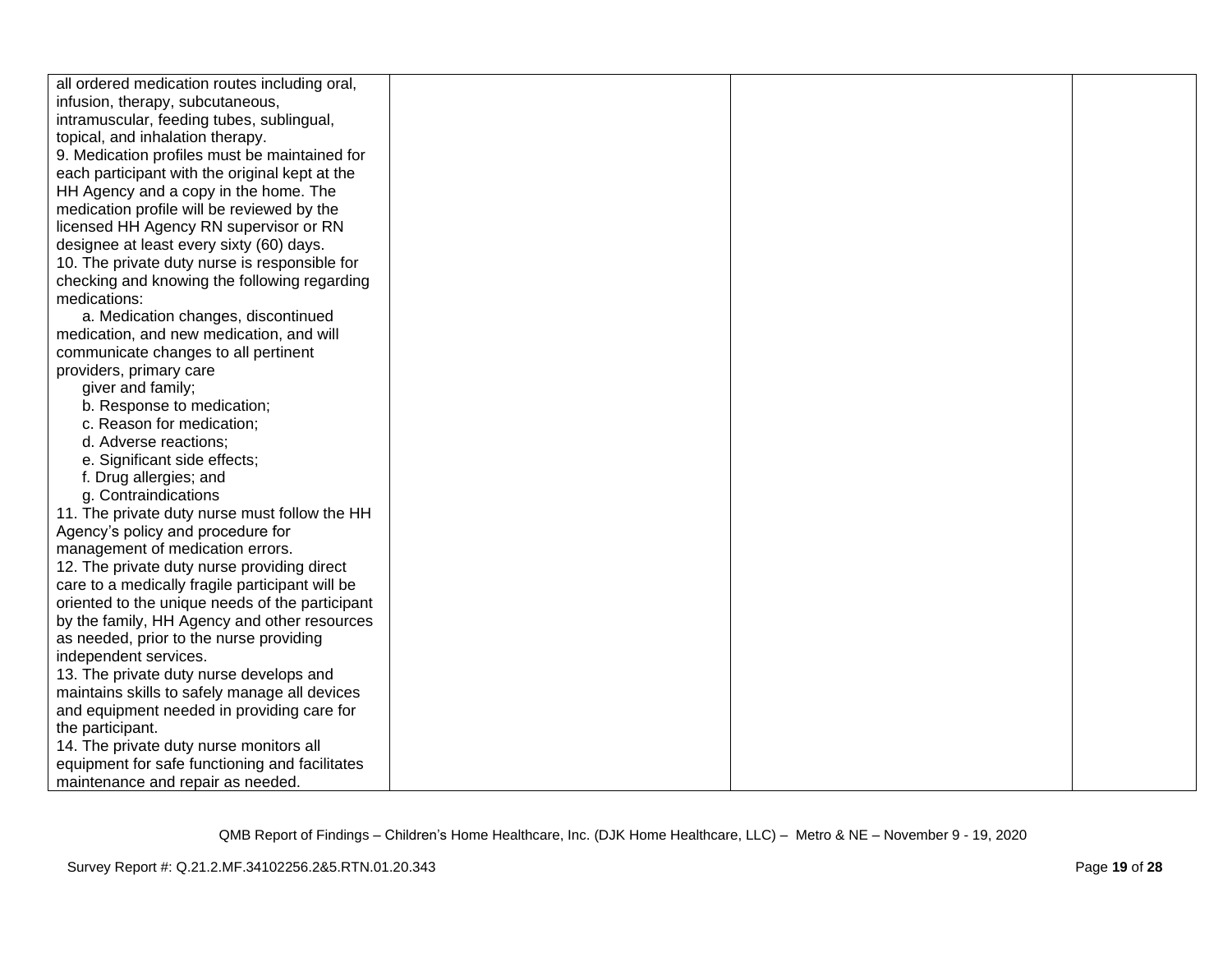| | | | |
|---|---|---|---|
| all ordered medication routes including oral, infusion, therapy, subcutaneous, intramuscular, feeding tubes, sublingual, topical, and inhalation therapy.<br>9. Medication profiles must be maintained for each participant with the original kept at the HH Agency and a copy in the home. The medication profile will be reviewed by the licensed HH Agency RN supervisor or RN designee at least every sixty (60) days.<br>10. The private duty nurse is responsible for checking and knowing the following regarding medications:<br>a. Medication changes, discontinued medication, and new medication, and will communicate changes to all pertinent providers, primary care giver and family;<br>b. Response to medication;<br>c. Reason for medication;<br>d. Adverse reactions;<br>e. Significant side effects;<br>f. Drug allergies; and<br>g. Contraindications<br>11. The private duty nurse must follow the HH Agency's policy and procedure for management of medication errors.<br>12. The private duty nurse providing direct care to a medically fragile participant will be oriented to the unique needs of the participant by the family, HH Agency and other resources as needed, prior to the nurse providing independent services.<br>13. The private duty nurse develops and maintains skills to safely manage all devices and equipment needed in providing care for the participant.<br>14. The private duty nurse monitors all equipment for safe functioning and facilitates maintenance and repair as needed. | | | |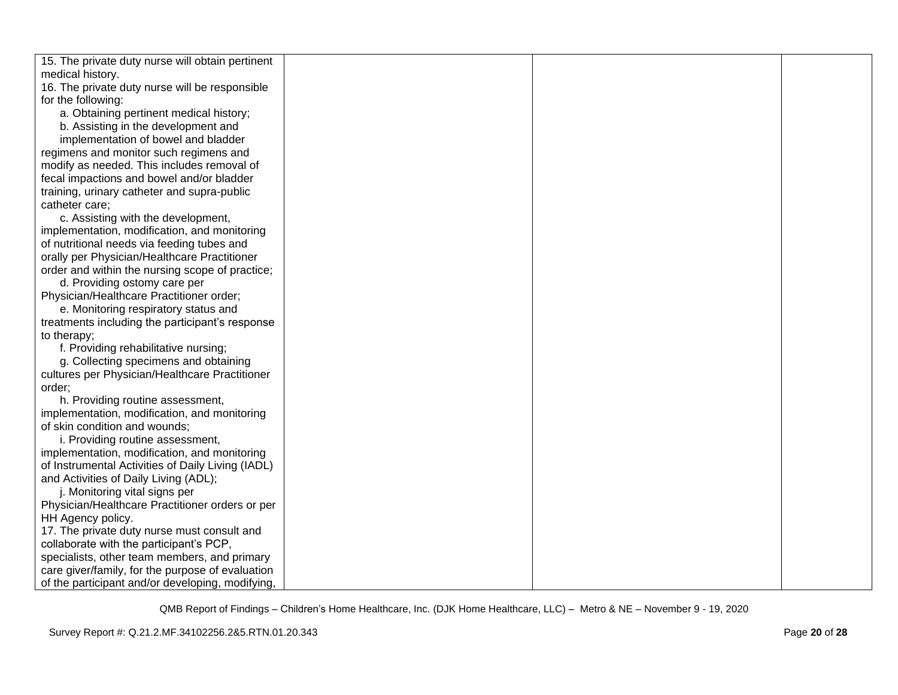| | | | |
|---|---|---|---|
| 15. The private duty nurse will obtain pertinent medical history.<br>16. The private duty nurse will be responsible for the following:<br>a. Obtaining pertinent medical history;<br>b. Assisting in the development and implementation of bowel and bladder regimens and monitor such regimens and modify as needed. This includes removal of fecal impactions and bowel and/or bladder training, urinary catheter and supra-public catheter care;<br>c. Assisting with the development, implementation, modification, and monitoring of nutritional needs via feeding tubes and orally per Physician/Healthcare Practitioner order and within the nursing scope of practice;<br>d. Providing ostomy care per Physician/Healthcare Practitioner order;<br>e. Monitoring respiratory status and treatments including the participant's response to therapy;<br>f. Providing rehabilitative nursing;<br>g. Collecting specimens and obtaining cultures per Physician/Healthcare Practitioner order;<br>h. Providing routine assessment, implementation, modification, and monitoring of skin condition and wounds;<br>i. Providing routine assessment, implementation, modification, and monitoring of Instrumental Activities of Daily Living (IADL) and Activities of Daily Living (ADL);<br>j. Monitoring vital signs per Physician/Healthcare Practitioner orders or per HH Agency policy.<br>17. The private duty nurse must consult and collaborate with the participant's PCP, specialists, other team members, and primary care giver/family, for the purpose of evaluation of the participant and/or developing, modifying, | | | |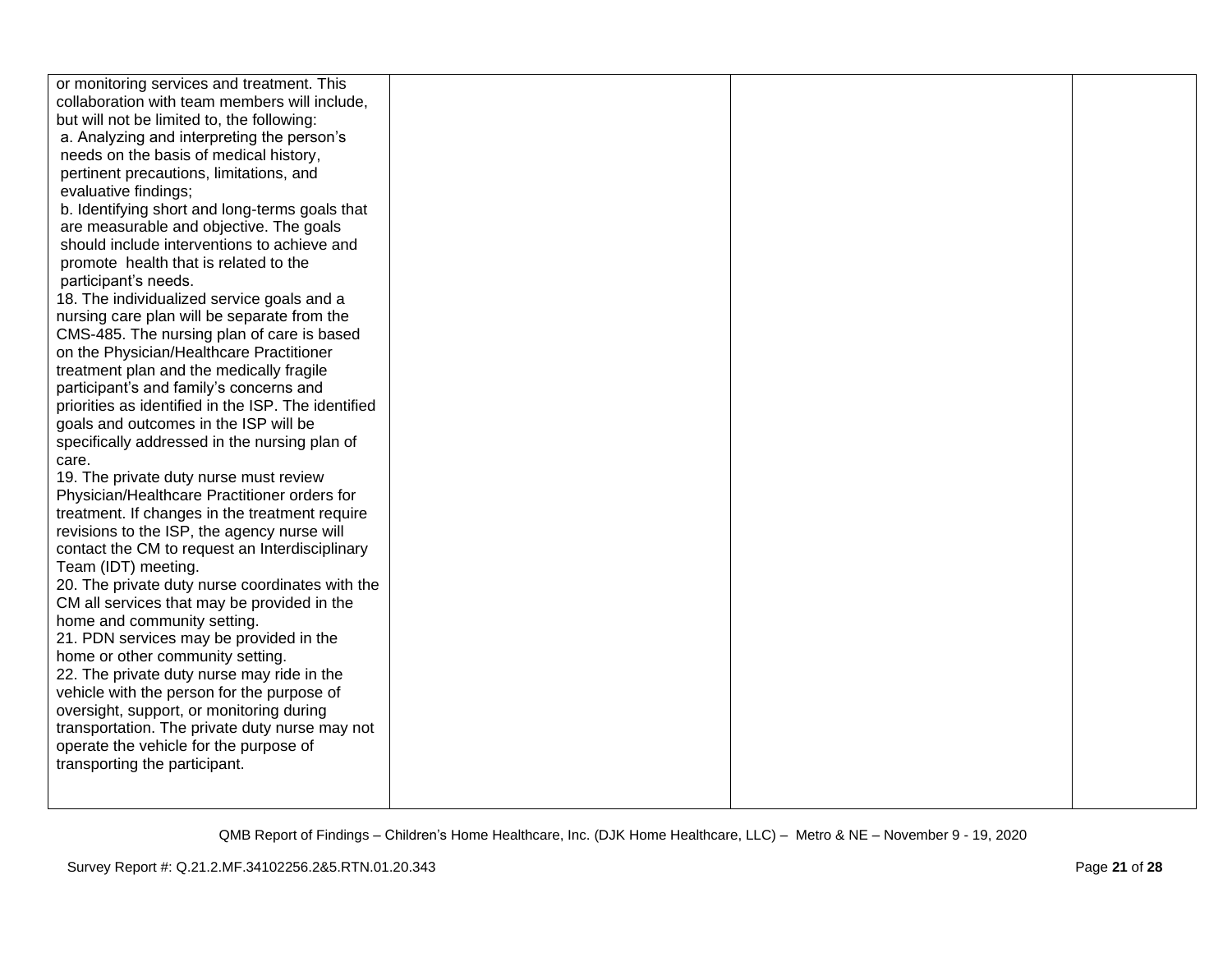| | | | |
|---|---|---|---|
| or monitoring services and treatment. This collaboration with team members will include, but will not be limited to, the following:<br>a. Analyzing and interpreting the person's needs on the basis of medical history, pertinent precautions, limitations, and evaluative findings;<br>b. Identifying short and long-terms goals that are measurable and objective. The goals should include interventions to achieve and promote health that is related to the participant's needs.<br>18. The individualized service goals and a nursing care plan will be separate from the CMS-485. The nursing plan of care is based on the Physician/Healthcare Practitioner treatment plan and the medically fragile participant's and family's concerns and priorities as identified in the ISP. The identified goals and outcomes in the ISP will be specifically addressed in the nursing plan of care.<br>19. The private duty nurse must review Physician/Healthcare Practitioner orders for treatment. If changes in the treatment require revisions to the ISP, the agency nurse will contact the CM to request an Interdisciplinary Team (IDT) meeting.<br>20. The private duty nurse coordinates with the CM all services that may be provided in the home and community setting.<br>21. PDN services may be provided in the home or other community setting.<br>22. The private duty nurse may ride in the vehicle with the person for the purpose of oversight, support, or monitoring during transportation. The private duty nurse may not operate the vehicle for the purpose of transporting the participant. | | | |

QMB Report of Findings – Children's Home Healthcare, Inc. (DJK Home Healthcare, LLC) – Metro & NE – November 9 - 19, 2020

Survey Report #: Q.21.2.MF.34102256.2&5.RTN.01.20.343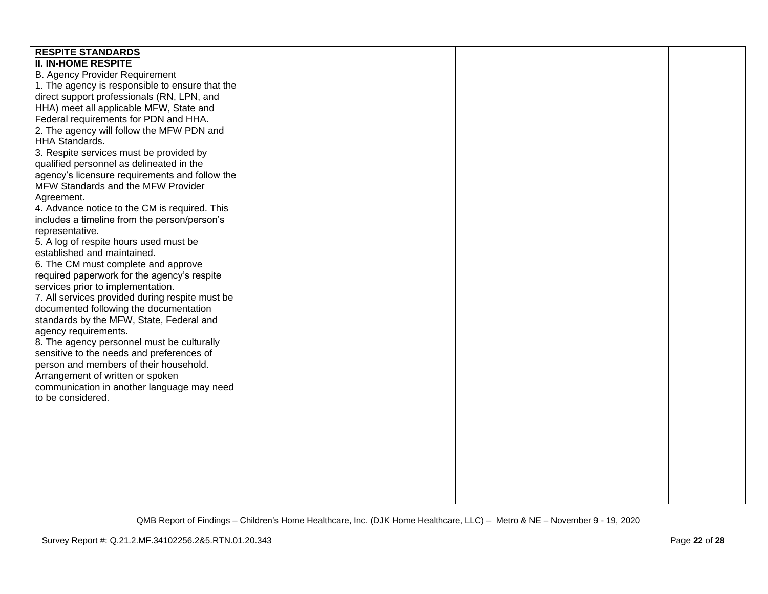| | | | |
|---|---|---|---|
| **RESPITE STANDARDS**<br>**II. IN-HOME RESPITE**<br>B. Agency Provider Requirement<br>1. The agency is responsible to ensure that the direct support professionals (RN, LPN, and HHA) meet all applicable MFW, State and Federal requirements for PDN and HHA.<br>2. The agency will follow the MFW PDN and HHA Standards.<br>3. Respite services must be provided by qualified personnel as delineated in the agency's licensure requirements and follow the MFW Standards and the MFW Provider Agreement.<br>4. Advance notice to the CM is required. This includes a timeline from the person/person's representative.<br>5. A log of respite hours used must be established and maintained.<br>6. The CM must complete and approve required paperwork for the agency's respite services prior to implementation.<br>7. All services provided during respite must be documented following the documentation standards by the MFW, State, Federal and agency requirements.<br>8. The agency personnel must be culturally sensitive to the needs and preferences of person and members of their household. Arrangement of written or spoken communication in another language may need to be considered. | | | |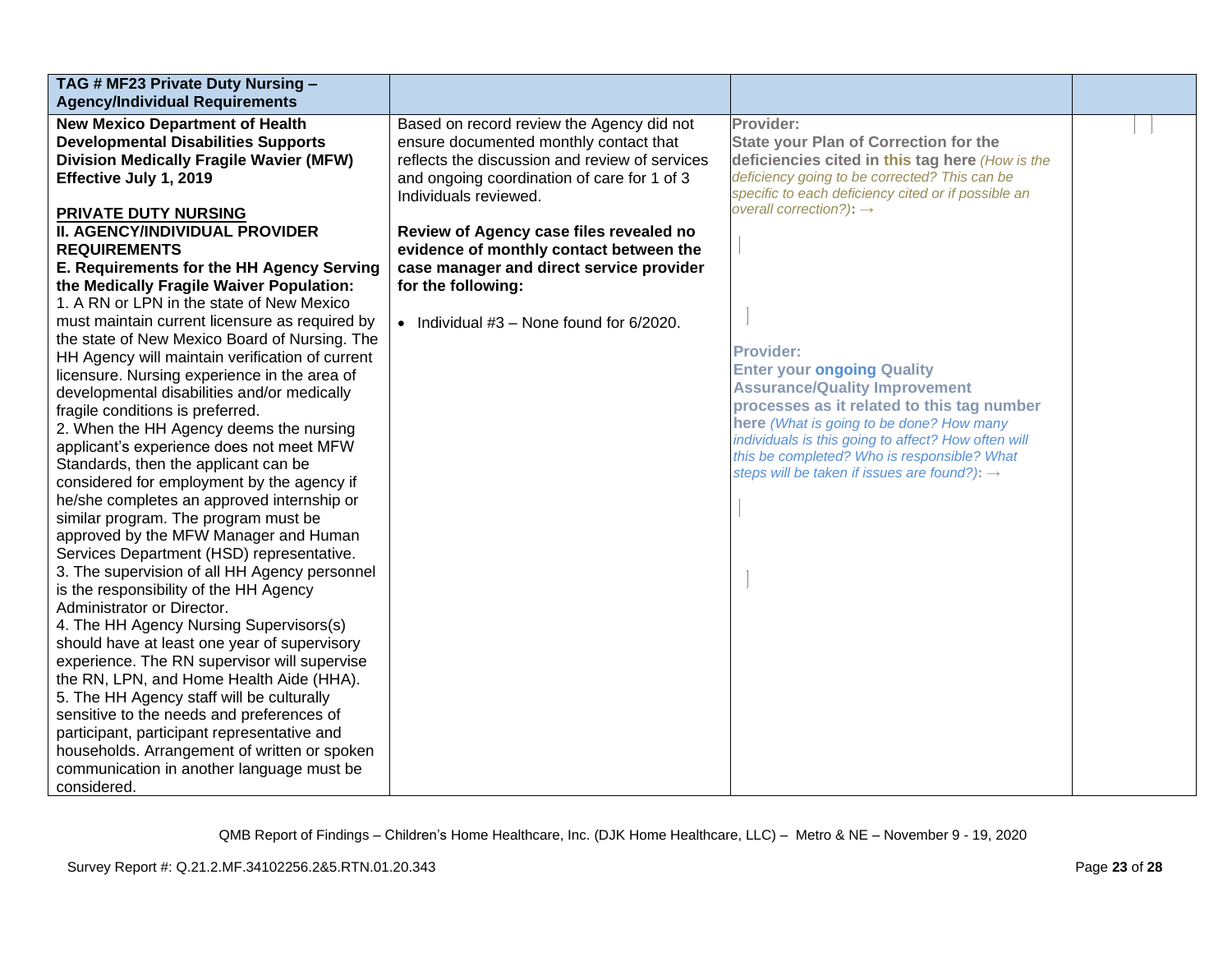| TAG # MF23 Private Duty Nursing – Agency/Individual Requirements | | | |
|---|---|---|---|
| **New Mexico Department of Health Developmental Disabilities Supports Division Medically Fragile Wavier (MFW) Effective July 1, 2019**<br><br>**PRIVATE DUTY NURSING**<br>**II. AGENCY/INDIVIDUAL PROVIDER REQUIREMENTS**<br>**E. Requirements for the HH Agency Serving the Medically Fragile Waiver Population:**<br>1. A RN or LPN in the state of New Mexico must maintain current licensure as required by the state of New Mexico Board of Nursing. The HH Agency will maintain verification of current licensure. Nursing experience in the area of developmental disabilities and/or medically fragile conditions is preferred.<br>2. When the HH Agency deems the nursing applicant's experience does not meet MFW Standards, then the applicant can be considered for employment by the agency if he/she completes an approved internship or similar program. The program must be approved by the MFW Manager and Human Services Department (HSD) representative.<br>3. The supervision of all HH Agency personnel is the responsibility of the HH Agency Administrator or Director.<br>4. The HH Agency Nursing Supervisors(s) should have at least one year of supervisory experience. The RN supervisor will supervise the RN, LPN, and Home Health Aide (HHA).<br>5. The HH Agency staff will be culturally sensitive to the needs and preferences of participant, participant representative and households. Arrangement of written or spoken communication in another language must be considered. | Based on record review the Agency did not ensure documented monthly contact that reflects the discussion and review of services and ongoing coordination of care for 1 of 3 Individuals reviewed.<br><br>**Review of Agency case files revealed no evidence of monthly contact between the case manager and direct service provider for the following:**<br><br>• Individual #3 – None found for 6/2020. | **Provider:**<br>**State your Plan of Correction for the deficiencies cited in this tag here** *(How is the deficiency going to be corrected? This can be specific to each deficiency cited or if possible an overall correction?)*: →<br><br><br><br>**Provider:**<br>**Enter your ongoing Quality Assurance/Quality Improvement processes as it related to this tag number here** *(What is going to be done? How many individuals is this going to affect? How often will this be completed? Who is responsible? What steps will be taken if issues are found?)*: → | |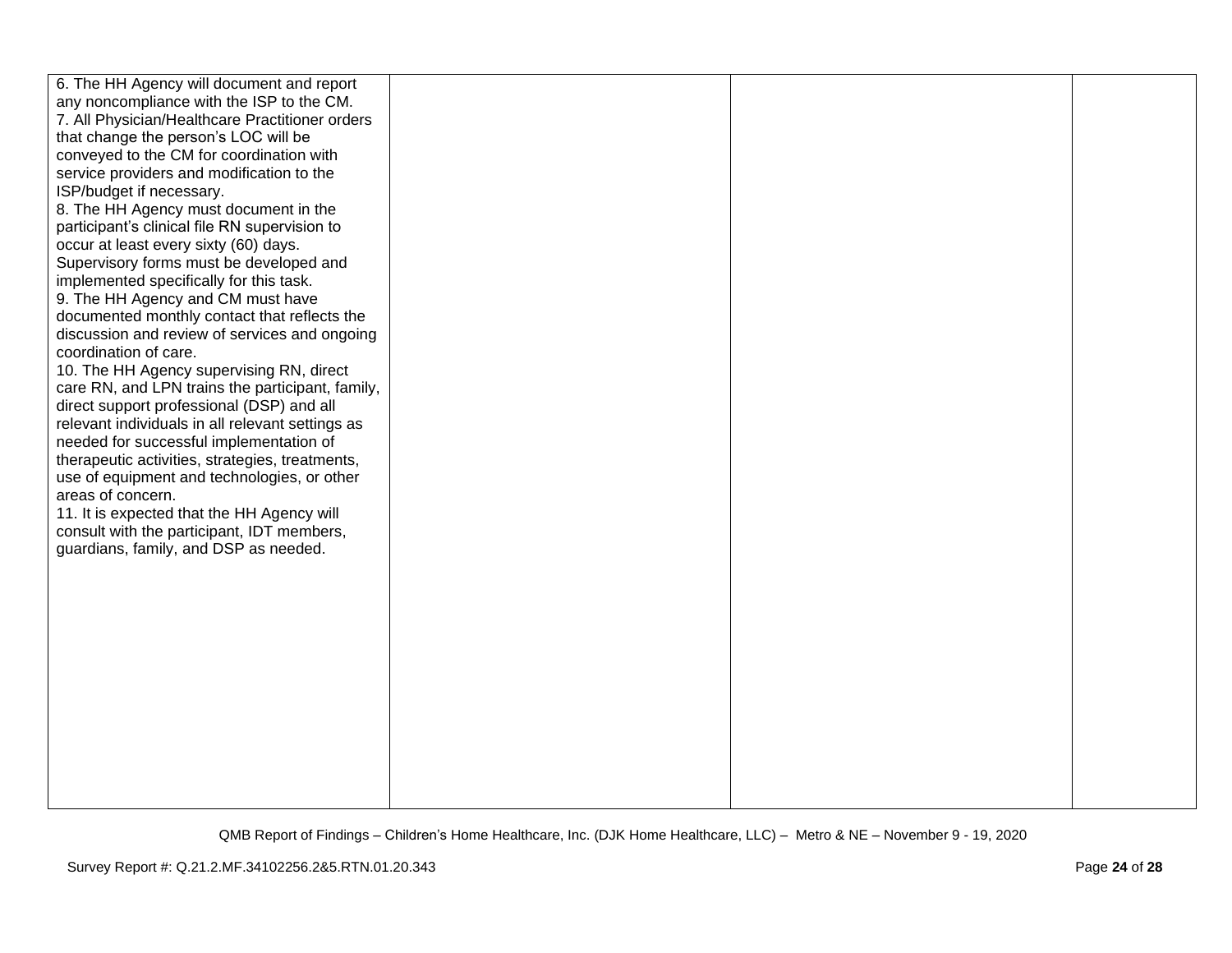| | | | |
|---|---|---|---|
| 6. The HH Agency will document and report any noncompliance with the ISP to the CM.<br>7. All Physician/Healthcare Practitioner orders that change the person's LOC will be conveyed to the CM for coordination with service providers and modification to the ISP/budget if necessary.<br>8. The HH Agency must document in the participant's clinical file RN supervision to occur at least every sixty (60) days. Supervisory forms must be developed and implemented specifically for this task.<br>9. The HH Agency and CM must have documented monthly contact that reflects the discussion and review of services and ongoing coordination of care.<br>10. The HH Agency supervising RN, direct care RN, and LPN trains the participant, family, direct support professional (DSP) and all relevant individuals in all relevant settings as needed for successful implementation of therapeutic activities, strategies, treatments, use of equipment and technologies, or other areas of concern.<br>11. It is expected that the HH Agency will consult with the participant, IDT members, guardians, family, and DSP as needed. | | | |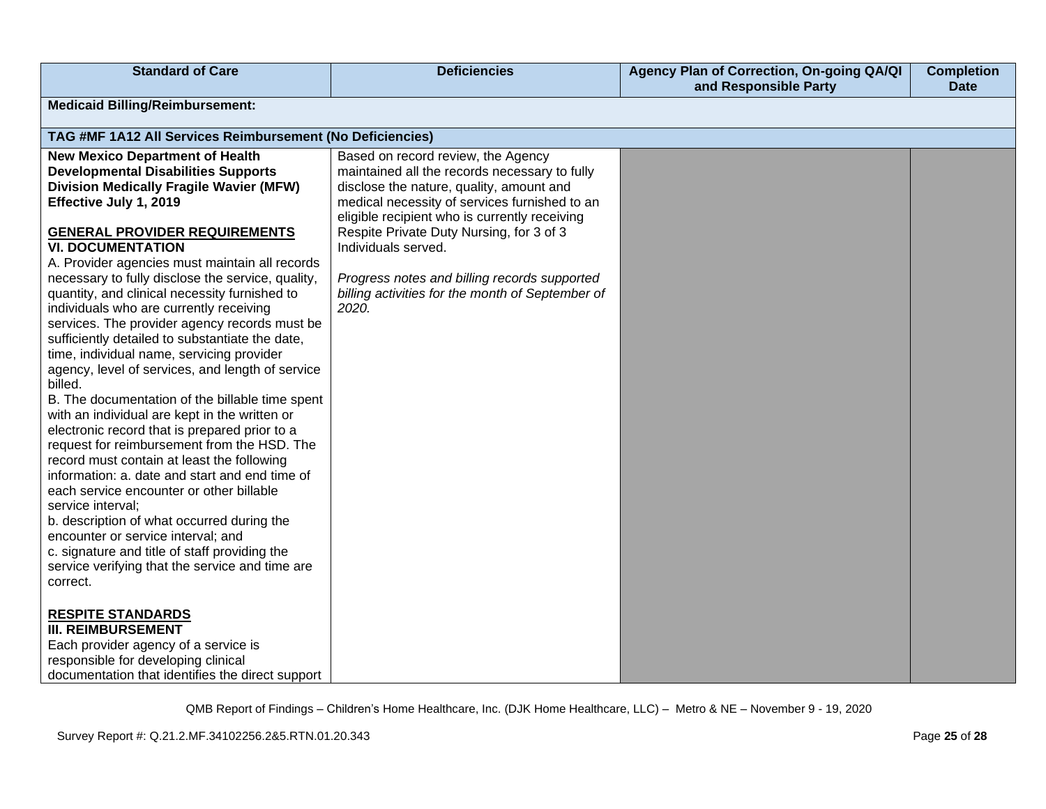| Standard of Care | Deficiencies | Agency Plan of Correction, On-going QA/QI and Responsible Party | Completion Date |
|---|---|---|---|
| **Medicaid Billing/Reimbursement:** | | | |
| **TAG #MF 1A12 All Services Reimbursement (No Deficiencies)** | | | |
| **New Mexico Department of Health Developmental Disabilities Supports Division Medically Fragile Wavier (MFW) Effective July 1, 2019**<br><br>**GENERAL PROVIDER REQUIREMENTS**<br>**VI. DOCUMENTATION**<br>A. Provider agencies must maintain all records necessary to fully disclose the service, quality, quantity, and clinical necessity furnished to individuals who are currently receiving services. The provider agency records must be sufficiently detailed to substantiate the date, time, individual name, servicing provider agency, level of services, and length of service billed.<br>B. The documentation of the billable time spent with an individual are kept in the written or electronic record that is prepared prior to a request for reimbursement from the HSD. The record must contain at least the following information: a. date and start and end time of each service encounter or other billable service interval;<br>b. description of what occurred during the encounter or service interval; and<br>c. signature and title of staff providing the service verifying that the service and time are correct.<br><br>**RESPITE STANDARDS**<br>**III. REIMBURSEMENT**<br>Each provider agency of a service is responsible for developing clinical documentation that identifies the direct support | Based on record review, the Agency maintained all the records necessary to fully disclose the nature, quality, amount and medical necessity of services furnished to an eligible recipient who is currently receiving Respite Private Duty Nursing, for 3 of 3 Individuals served.<br><br>*Progress notes and billing records supported billing activities for the month of September of 2020.* | | |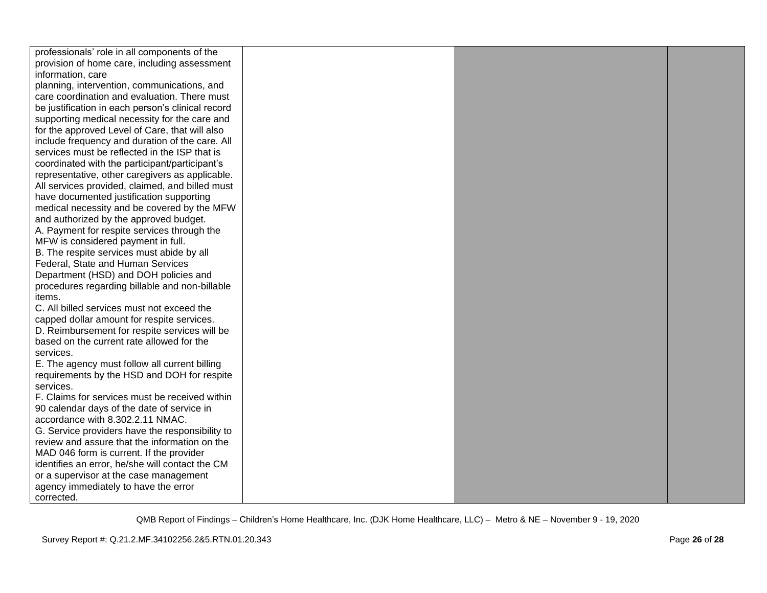| | | | |
|---|---|---|---|
| professionals' role in all components of the provision of home care, including assessment information, care planning, intervention, communications, and care coordination and evaluation. There must be justification in each person's clinical record supporting medical necessity for the care and for the approved Level of Care, that will also include frequency and duration of the care. All services must be reflected in the ISP that is coordinated with the participant/participant's representative, other caregivers as applicable. All services provided, claimed, and billed must have documented justification supporting medical necessity and be covered by the MFW and authorized by the approved budget.<br>A. Payment for respite services through the MFW is considered payment in full.<br>B. The respite services must abide by all Federal, State and Human Services Department (HSD) and DOH policies and procedures regarding billable and non-billable items.<br>C. All billed services must not exceed the capped dollar amount for respite services.<br>D. Reimbursement for respite services will be based on the current rate allowed for the services.<br>E. The agency must follow all current billing requirements by the HSD and DOH for respite services.<br>F. Claims for services must be received within 90 calendar days of the date of service in accordance with 8.302.2.11 NMAC.<br>G. Service providers have the responsibility to review and assure that the information on the MAD 046 form is current. If the provider identifies an error, he/she will contact the CM or a supervisor at the case management agency immediately to have the error corrected. | | | |

QMB Report of Findings – Children's Home Healthcare, Inc. (DJK Home Healthcare, LLC) – Metro & NE – November 9 - 19, 2020

Survey Report #: Q.21.2.MF.34102256.2&5.RTN.01.20.343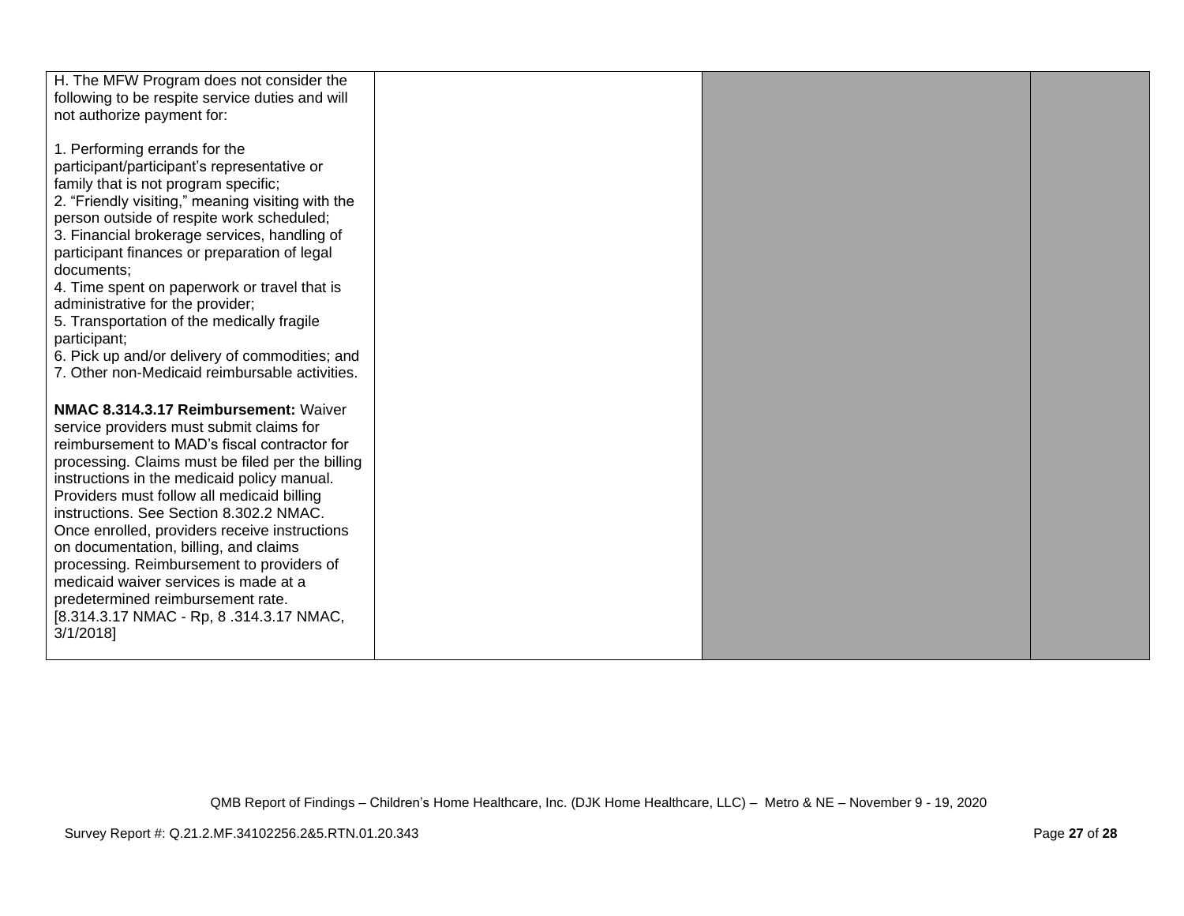| | | | |
|---|---|---|---|
| H. The MFW Program does not consider the following to be respite service duties and will not authorize payment for:<br><br>1. Performing errands for the participant/participant's representative or family that is not program specific;<br>2. "Friendly visiting," meaning visiting with the person outside of respite work scheduled;<br>3. Financial brokerage services, handling of participant finances or preparation of legal documents;<br>4. Time spent on paperwork or travel that is administrative for the provider;<br>5. Transportation of the medically fragile participant;<br>6. Pick up and/or delivery of commodities; and<br>7. Other non-Medicaid reimbursable activities.<br><br>**NMAC 8.314.3.17 Reimbursement:** Waiver service providers must submit claims for reimbursement to MAD's fiscal contractor for processing. Claims must be filed per the billing instructions in the medicaid policy manual. Providers must follow all medicaid billing instructions. See Section 8.302.2 NMAC. Once enrolled, providers receive instructions on documentation, billing, and claims processing. Reimbursement to providers of medicaid waiver services is made at a predetermined reimbursement rate.<br>[8.314.3.17 NMAC - Rp, 8 .314.3.17 NMAC, 3/1/2018] | | | |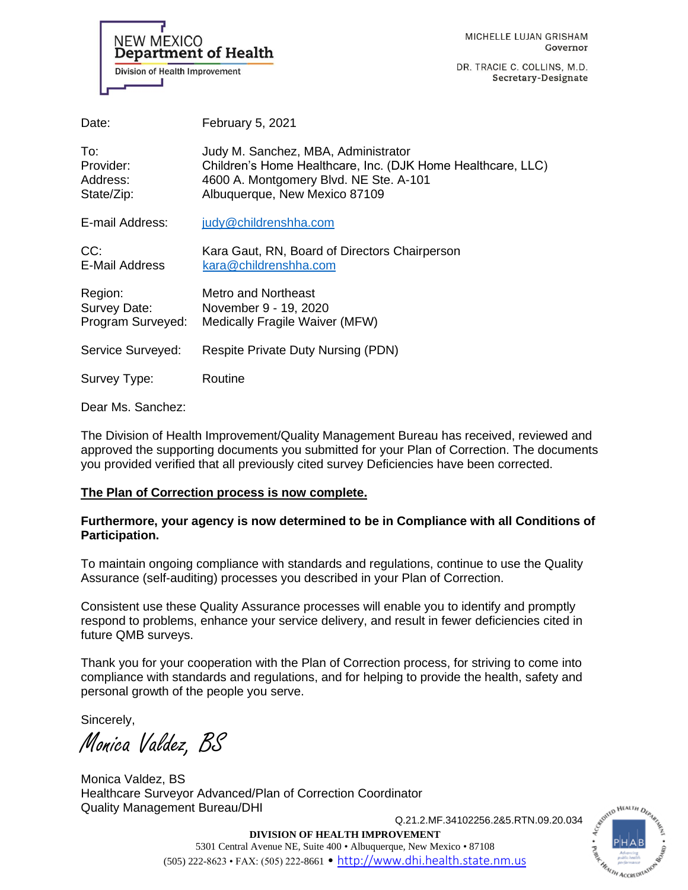NEW MEXICO
**Department of Health**
Division of Health Improvement

MICHELLE LUJAN GRISHAM
Governor

DR. TRACIE C. COLLINS, M.D.
Secretary-Designate

| | |
|---|---|
| Date: | February 5, 2021 |
| To: | Judy M. Sanchez, MBA, Administrator |
| Provider: | Children's Home Healthcare, Inc. (DJK Home Healthcare, LLC) |
| Address: | 4600 A. Montgomery Blvd. NE Ste. A-101 |
| State/Zip: | Albuquerque, New Mexico 87109 |
| E-mail Address: | judy@childrenshha.com |
| CC: | Kara Gaut, RN, Board of Directors Chairperson |
| E-Mail Address | kara@childrenshha.com |
| Region: | Metro and Northeast |
| Survey Date: | November 9 - 19, 2020 |
| Program Surveyed: | Medically Fragile Waiver (MFW) |
| Service Surveyed: | Respite Private Duty Nursing (PDN) |
| Survey Type: | Routine |

Dear Ms. Sanchez:

The Division of Health Improvement/Quality Management Bureau has received, reviewed and approved the supporting documents you submitted for your Plan of Correction. The documents you provided verified that all previously cited survey Deficiencies have been corrected.

**The Plan of Correction process is now complete.**

**Furthermore, your agency is now determined to be in Compliance with all Conditions of Participation.**

To maintain ongoing compliance with standards and regulations, continue to use the Quality Assurance (self-auditing) processes you described in your Plan of Correction.

Consistent use these Quality Assurance processes will enable you to identify and promptly respond to problems, enhance your service delivery, and result in fewer deficiencies cited in future QMB surveys.

Thank you for your cooperation with the Plan of Correction process, for striving to come into compliance with standards and regulations, and for helping to provide the health, safety and personal growth of the people you serve.

Sincerely,

*Monica Valdez, BS*

Monica Valdez, BS
Healthcare Surveyor Advanced/Plan of Correction Coordinator
Quality Management Bureau/DHI

Q.21.2.MF.34102256.2&5.RTN.09.20.034

**DIVISION OF HEALTH IMPROVEMENT**
5301 Central Avenue NE, Suite 400 • Albuquerque, New Mexico • 87108
(505) 222-8623 • FAX: (505) 222-8661 • http://www.dhi.health.state.nm.us